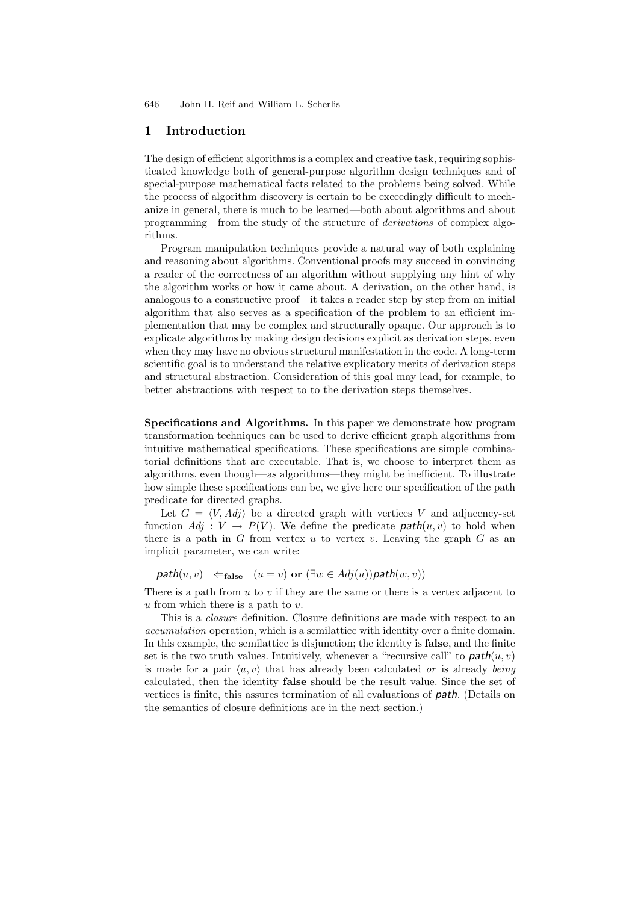## 1 Introduction

The design of efficient algorithms is a complex and creative task, requiring sophisticated knowledge both of general-purpose algorithm design techniques and of special-purpose mathematical facts related to the problems being solved. While the process of algorithm discovery is certain to be exceedingly difficult to mechanize in general, there is much to be learned—both about algorithms and about programming—from the study of the structure of *derivations* of complex algorithms.

Program manipulation techniques provide a natural way of both explaining and reasoning about algorithms. Conventional proofs may succeed in convincing a reader of the correctness of an algorithm without supplying any hint of why the algorithm works or how it came about. A derivation, on the other hand, is analogous to a constructive proof—it takes a reader step by step from an initial algorithm that also serves as a specification of the problem to an efficient implementation that may be complex and structurally opaque. Our approach is to explicate algorithms by making design decisions explicit as derivation steps, even when they may have no obvious structural manifestation in the code. A long-term scientific goal is to understand the relative explicatory merits of derivation steps and structural abstraction. Consideration of this goal may lead, for example, to better abstractions with respect to to the derivation steps themselves.

**Specifications and Algorithms.** In this paper we demonstrate how program transformation techniques can be used to derive efficient graph algorithms from intuitive mathematical specifications. These specifications are simple combinatorial definitions that are executable. That is, we choose to interpret them as algorithms, even though—as algorithms—they might be inefficient. To illustrate how simple these specifications can be, we give here our specification of the path predicate for directed graphs.

Let $G = \langle V, Adj \rangle$ be a directed graph with vertices $V$ and adjacency-set function $Adj : V \to P(V)$. We define the predicate $\mathsf{path}(u, v)$ to hold when there is a path in $G$ from vertex $u$ to vertex $v$. Leaving the graph $G$ as an implicit parameter, we can write:

$$\mathsf{path}(u, v) \quad \Leftarrow_{\mathbf{false}} \quad (u = v) \textbf{ or } (\exists w \in Adj(u))\mathsf{path}(w, v))$$

There is a path from $u$ to $v$ if they are the same or there is a vertex adjacent to $u$ from which there is a path to $v$.

This is a *closure* definition. Closure definitions are made with respect to an *accumulation* operation, which is a semilattice with identity over a finite domain. In this example, the semilattice is disjunction; the identity is **false**, and the finite set is the two truth values. Intuitively, whenever a "recursive call" to $\mathsf{path}(u, v)$ is made for a pair $\langle u, v \rangle$ that has already been calculated *or* is already *being* calculated, then the identity **false** should be the result value. Since the set of vertices is finite, this assures termination of all evaluations of $\mathsf{path}$. (Details on the semantics of closure definitions are in the next section.)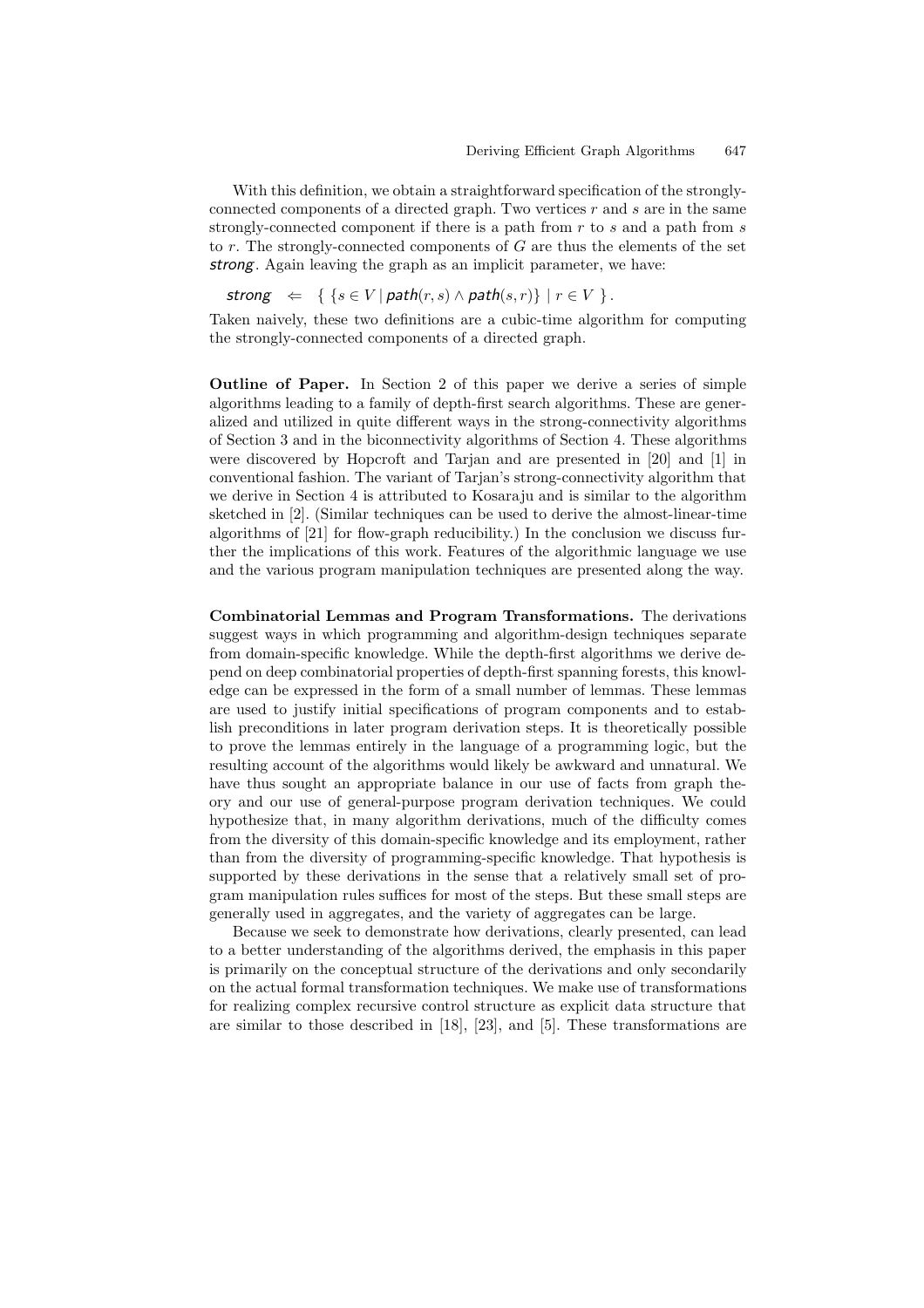With this definition, we obtain a straightforward specification of the strongly-connected components of a directed graph. Two vertices $r$ and $s$ are in the same strongly-connected component if there is a path from $r$ to $s$ and a path from $s$ to $r$. The strongly-connected components of $G$ are thus the elements of the set *strong*. Again leaving the graph as an implicit parameter, we have:

$$\mathit{strong} \;\; \Leftarrow \;\; \{\ \{s \in V \mid \mathit{path}(r,s) \wedge \mathit{path}(s,r)\} \mid r \in V\ \}\,.$$

Taken naively, these two definitions are a cubic-time algorithm for computing the strongly-connected components of a directed graph.

**Outline of Paper.** In Section 2 of this paper we derive a series of simple algorithms leading to a family of depth-first search algorithms. These are generalized and utilized in quite different ways in the strong-connectivity algorithms of Section 3 and in the biconnectivity algorithms of Section 4. These algorithms were discovered by Hopcroft and Tarjan and are presented in [20] and [1] in conventional fashion. The variant of Tarjan's strong-connectivity algorithm that we derive in Section 4 is attributed to Kosaraju and is similar to the algorithm sketched in [2]. (Similar techniques can be used to derive the almost-linear-time algorithms of [21] for flow-graph reducibility.) In the conclusion we discuss further the implications of this work. Features of the algorithmic language we use and the various program manipulation techniques are presented along the way.

**Combinatorial Lemmas and Program Transformations.** The derivations suggest ways in which programming and algorithm-design techniques separate from domain-specific knowledge. While the depth-first algorithms we derive depend on deep combinatorial properties of depth-first spanning forests, this knowledge can be expressed in the form of a small number of lemmas. These lemmas are used to justify initial specifications of program components and to establish preconditions in later program derivation steps. It is theoretically possible to prove the lemmas entirely in the language of a programming logic, but the resulting account of the algorithms would likely be awkward and unnatural. We have thus sought an appropriate balance in our use of facts from graph theory and our use of general-purpose program derivation techniques. We could hypothesize that, in many algorithm derivations, much of the difficulty comes from the diversity of this domain-specific knowledge and its employment, rather than from the diversity of programming-specific knowledge. That hypothesis is supported by these derivations in the sense that a relatively small set of program manipulation rules suffices for most of the steps. But these small steps are generally used in aggregates, and the variety of aggregates can be large.

Because we seek to demonstrate how derivations, clearly presented, can lead to a better understanding of the algorithms derived, the emphasis in this paper is primarily on the conceptual structure of the derivations and only secondarily on the actual formal transformation techniques. We make use of transformations for realizing complex recursive control structure as explicit data structure that are similar to those described in [18], [23], and [5]. These transformations are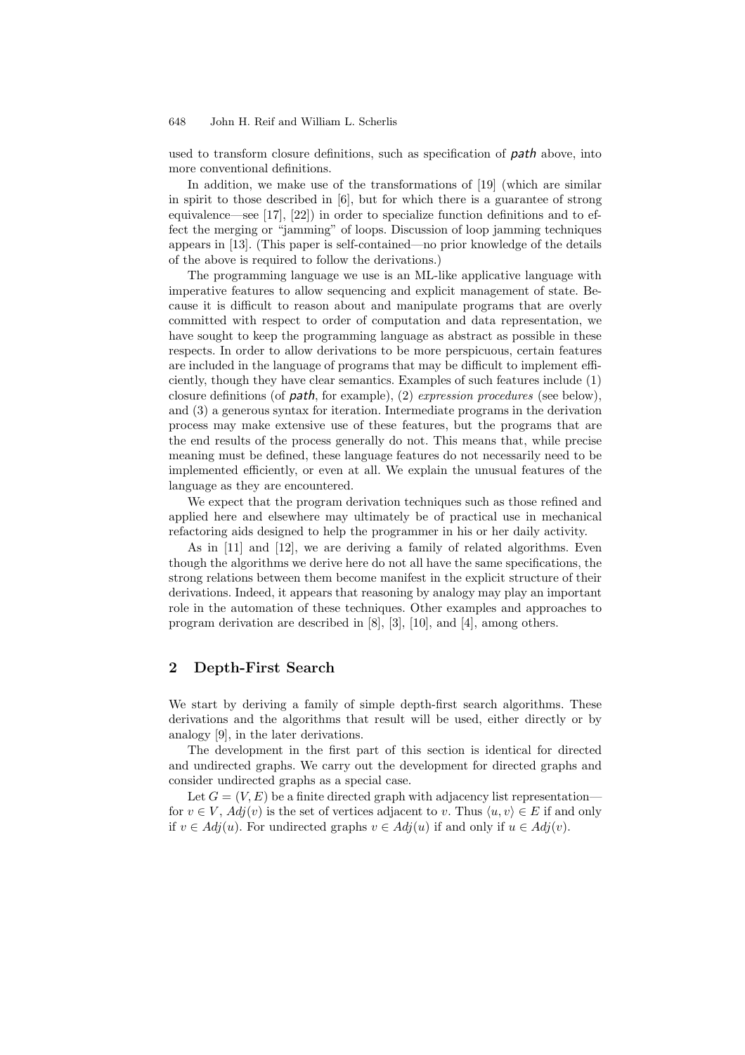used to transform closure definitions, such as specification of *path* above, into more conventional definitions.

In addition, we make use of the transformations of [19] (which are similar in spirit to those described in [6], but for which there is a guarantee of strong equivalence—see [17], [22]) in order to specialize function definitions and to effect the merging or "jamming" of loops. Discussion of loop jamming techniques appears in [13]. (This paper is self-contained—no prior knowledge of the details of the above is required to follow the derivations.)

The programming language we use is an ML-like applicative language with imperative features to allow sequencing and explicit management of state. Because it is difficult to reason about and manipulate programs that are overly committed with respect to order of computation and data representation, we have sought to keep the programming language as abstract as possible in these respects. In order to allow derivations to be more perspicuous, certain features are included in the language of programs that may be difficult to implement efficiently, though they have clear semantics. Examples of such features include (1) closure definitions (of *path*, for example), (2) *expression procedures* (see below), and (3) a generous syntax for iteration. Intermediate programs in the derivation process may make extensive use of these features, but the programs that are the end results of the process generally do not. This means that, while precise meaning must be defined, these language features do not necessarily need to be implemented efficiently, or even at all. We explain the unusual features of the language as they are encountered.

We expect that the program derivation techniques such as those refined and applied here and elsewhere may ultimately be of practical use in mechanical refactoring aids designed to help the programmer in his or her daily activity.

As in [11] and [12], we are deriving a family of related algorithms. Even though the algorithms we derive here do not all have the same specifications, the strong relations between them become manifest in the explicit structure of their derivations. Indeed, it appears that reasoning by analogy may play an important role in the automation of these techniques. Other examples and approaches to program derivation are described in [8], [3], [10], and [4], among others.

## 2 Depth-First Search

We start by deriving a family of simple depth-first search algorithms. These derivations and the algorithms that result will be used, either directly or by analogy [9], in the later derivations.

The development in the first part of this section is identical for directed and undirected graphs. We carry out the development for directed graphs and consider undirected graphs as a special case.

Let $G = (V, E)$ be a finite directed graph with adjacency list representation—for $v \in V$, $Adj(v)$ is the set of vertices adjacent to $v$. Thus $\langle u, v \rangle \in E$ if and only if $v \in Adj(u)$. For undirected graphs $v \in Adj(u)$ if and only if $u \in Adj(v)$.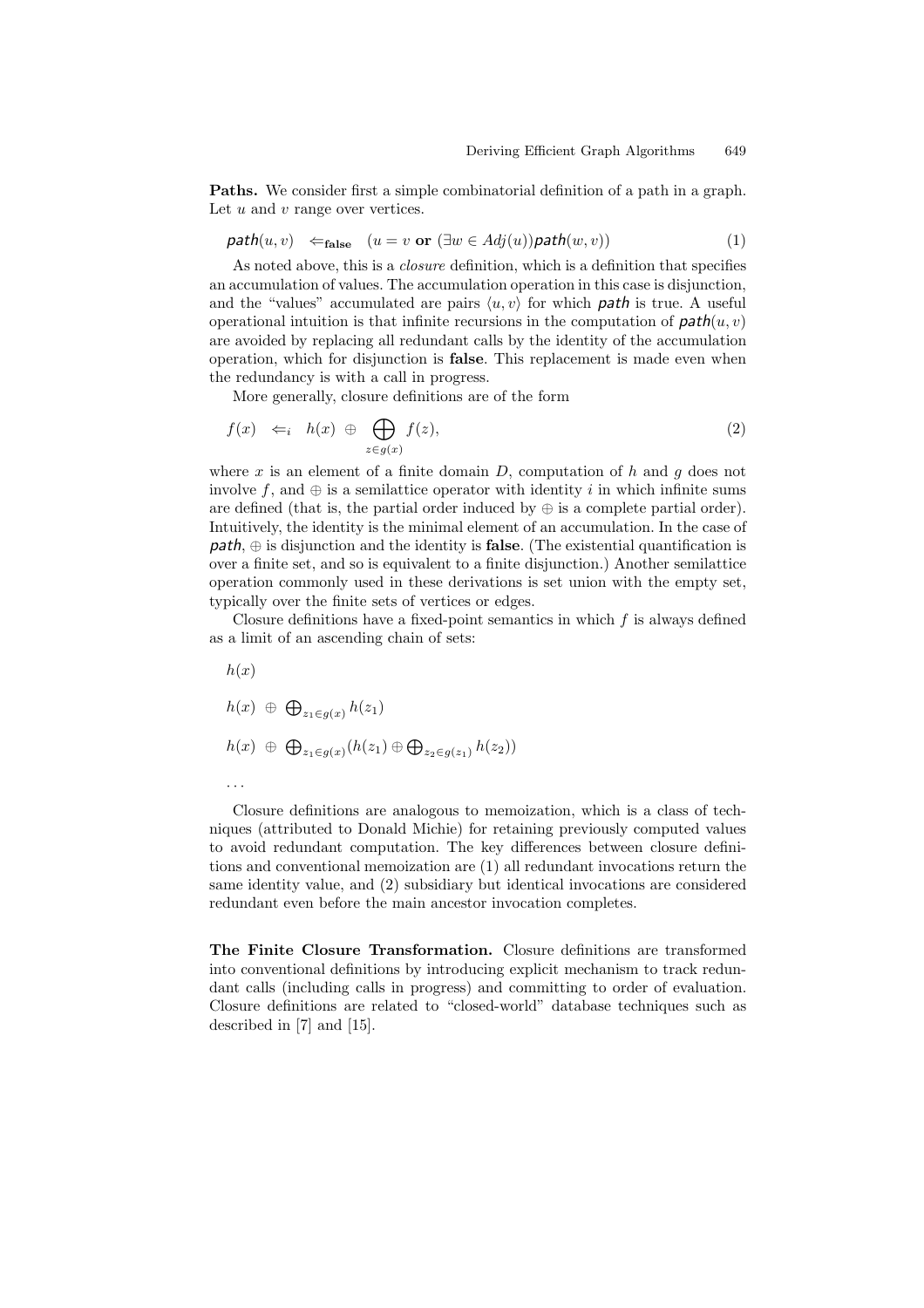**Paths.** We consider first a simple combinatorial definition of a path in a graph. Let $u$ and $v$ range over vertices.

$$\mathit{path}(u, v) \quad \Leftarrow_{\mathbf{false}} \quad (u = v \ \mathbf{or}\ (\exists w \in Adj(u))\mathit{path}(w, v)) \tag{1}$$

As noted above, this is a *closure* definition, which is a definition that specifies an accumulation of values. The accumulation operation in this case is disjunction, and the "values" accumulated are pairs $\langle u, v \rangle$ for which $\mathit{path}$ is true. A useful operational intuition is that infinite recursions in the computation of $\mathit{path}(u, v)$ are avoided by replacing all redundant calls by the identity of the accumulation operation, which for disjunction is **false**. This replacement is made even when the redundancy is with a call in progress.

More generally, closure definitions are of the form

$$f(x) \quad \Leftarrow_i \quad h(x) \ \oplus \ \bigoplus_{z \in g(x)} f(z), \tag{2}$$

where $x$ is an element of a finite domain $D$, computation of $h$ and $g$ does not involve $f$, and $\oplus$ is a semilattice operator with identity $i$ in which infinite sums are defined (that is, the partial order induced by $\oplus$ is a complete partial order). Intuitively, the identity is the minimal element of an accumulation. In the case of $\mathit{path}$, $\oplus$ is disjunction and the identity is **false**. (The existential quantification is over a finite set, and so is equivalent to a finite disjunction.) Another semilattice operation commonly used in these derivations is set union with the empty set, typically over the finite sets of vertices or edges.

Closure definitions have a fixed-point semantics in which $f$ is always defined as a limit of an ascending chain of sets:

$$h(x)$$

$$h(x) \ \oplus \ \bigoplus\nolimits_{z_1 \in g(x)} h(z_1)$$

$$h(x) \ \oplus \ \bigoplus\nolimits_{z_1 \in g(x)} (h(z_1) \oplus \bigoplus\nolimits_{z_2 \in g(z_1)} h(z_2))$$

$$\ldots$$

Closure definitions are analogous to memoization, which is a class of techniques (attributed to Donald Michie) for retaining previously computed values to avoid redundant computation. The key differences between closure definitions and conventional memoization are (1) all redundant invocations return the same identity value, and (2) subsidiary but identical invocations are considered redundant even before the main ancestor invocation completes.

**The Finite Closure Transformation.** Closure definitions are transformed into conventional definitions by introducing explicit mechanism to track redundant calls (including calls in progress) and committing to order of evaluation. Closure definitions are related to "closed-world" database techniques such as described in [7] and [15].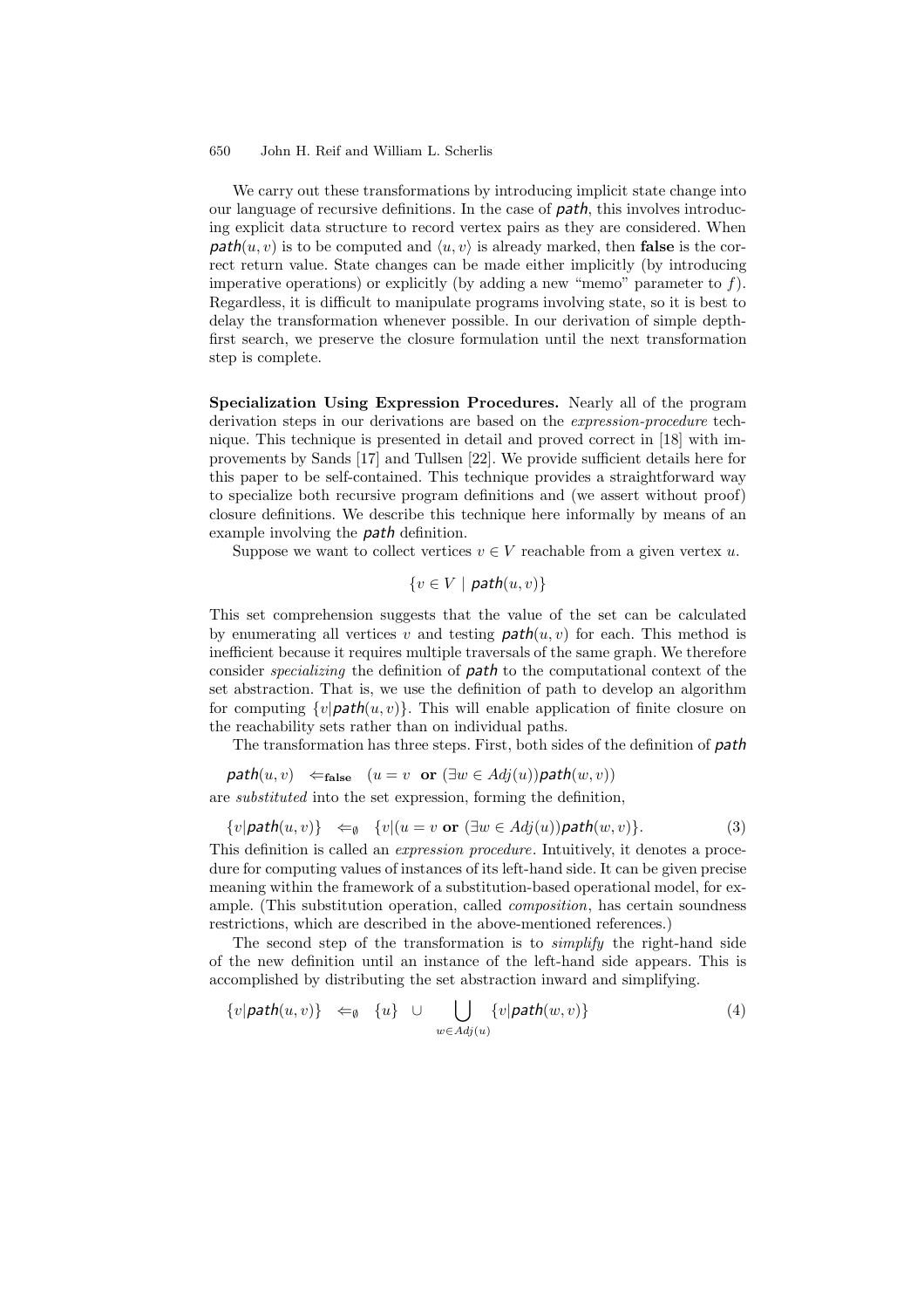We carry out these transformations by introducing implicit state change into our language of recursive definitions. In the case of *path*, this involves introducing explicit data structure to record vertex pairs as they are considered. When $\mathit{path}(u, v)$ is to be computed and $\langle u, v\rangle$ is already marked, then **false** is the correct return value. State changes can be made either implicitly (by introducing imperative operations) or explicitly (by adding a new "memo" parameter to $f$). Regardless, it is difficult to manipulate programs involving state, so it is best to delay the transformation whenever possible. In our derivation of simple depth-first search, we preserve the closure formulation until the next transformation step is complete.

**Specialization Using Expression Procedures.** Nearly all of the program derivation steps in our derivations are based on the *expression-procedure* technique. This technique is presented in detail and proved correct in [18] with improvements by Sands [17] and Tullsen [22]. We provide sufficient details here for this paper to be self-contained. This technique provides a straightforward way to specialize both recursive program definitions and (we assert without proof) closure definitions. We describe this technique here informally by means of an example involving the *path* definition.

Suppose we want to collect vertices $v \in V$ reachable from a given vertex $u$.

$$\{v \in V \mid \mathit{path}(u, v)\}$$

This set comprehension suggests that the value of the set can be calculated by enumerating all vertices $v$ and testing $\mathit{path}(u, v)$ for each. This method is inefficient because it requires multiple traversals of the same graph. We therefore consider *specializing* the definition of *path* to the computational context of the set abstraction. That is, we use the definition of path to develop an algorithm for computing $\{v|\mathit{path}(u, v)\}$. This will enable application of finite closure on the reachability sets rather than on individual paths.

The transformation has three steps. First, both sides of the definition of *path*

$$\mathit{path}(u, v) \quad \Leftarrow_{\mathbf{false}} \quad (u = v \ \ \mathbf{or}\ (\exists w \in \mathit{Adj}(u))\mathit{path}(w, v))$$

are *substituted* into the set expression, forming the definition,

$$\{v|\mathit{path}(u, v)\} \quad \Leftarrow_{\emptyset} \quad \{v|(u = v \ \ \mathbf{or}\ (\exists w \in \mathit{Adj}(u))\mathit{path}(w, v)\}. \tag{3}$$

This definition is called an *expression procedure*. Intuitively, it denotes a procedure for computing values of instances of its left-hand side. It can be given precise meaning within the framework of a substitution-based operational model, for example. (This substitution operation, called *composition*, has certain soundness restrictions, which are described in the above-mentioned references.)

The second step of the transformation is to *simplify* the right-hand side of the new definition until an instance of the left-hand side appears. This is accomplished by distributing the set abstraction inward and simplifying.

$$\{v|\mathit{path}(u, v)\} \quad \Leftarrow_{\emptyset} \quad \{u\} \ \cup \bigcup_{w \in \mathit{Adj}(u)} \{v|\mathit{path}(w, v)\} \tag{4}$$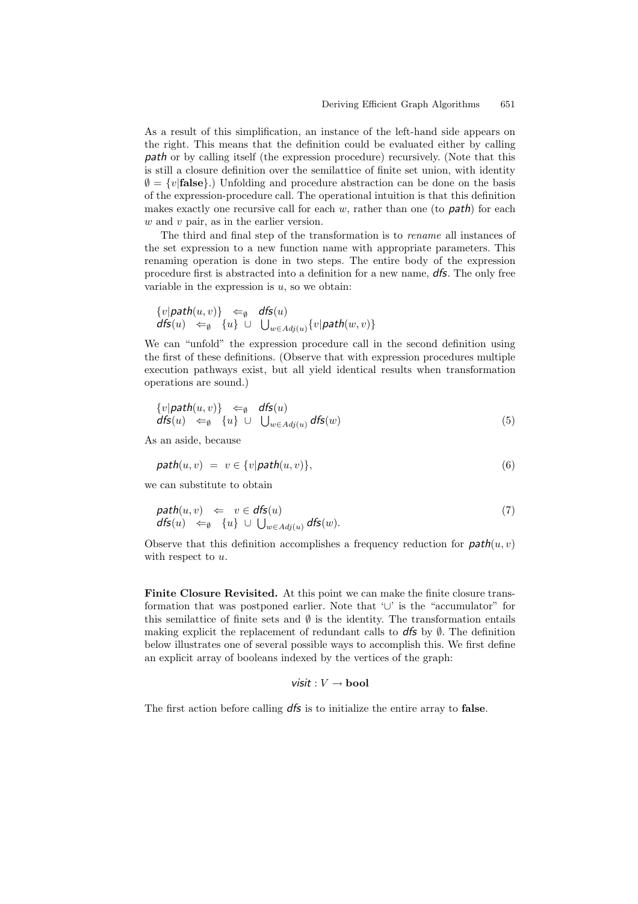As a result of this simplification, an instance of the left-hand side appears on the right. This means that the definition could be evaluated either by calling *path* or by calling itself (the expression procedure) recursively. (Note that this is still a closure definition over the semilattice of finite set union, with identity $\emptyset = \{v|\mathbf{false}\}$.) Unfolding and procedure abstraction can be done on the basis of the expression-procedure call. The operational intuition is that this definition makes exactly one recursive call for each $w$, rather than one (to *path*) for each $w$ and $v$ pair, as in the earlier version.

The third and final step of the transformation is to *rename* all instances of the set expression to a new function name with appropriate parameters. This renaming operation is done in two steps. The entire body of the expression procedure first is abstracted into a definition for a new name, *dfs*. The only free variable in the expression is $u$, so we obtain:

$$
\begin{array}{lll}
\{v|\mathit{path}(u,v)\} & \Leftarrow_{\emptyset} & \mathit{dfs}(u) \\
\mathit{dfs}(u) & \Leftarrow_{\emptyset} & \{u\} \cup \bigcup_{w \in Adj(u)} \{v|\mathit{path}(w,v)\}
\end{array}
$$

We can "unfold" the expression procedure call in the second definition using the first of these definitions. (Observe that with expression procedures multiple execution pathways exist, but all yield identical results when transformation operations are sound.)

$$
\begin{array}{lll}
\{v|\mathit{path}(u,v)\} & \Leftarrow_{\emptyset} & \mathit{dfs}(u) \\
\mathit{dfs}(u) & \Leftarrow_{\emptyset} & \{u\} \cup \bigcup_{w \in Adj(u)} \mathit{dfs}(w)
\end{array}
\tag{5}
$$

As an aside, because

$$
\mathit{path}(u,v) \; = \; v \in \{v|\mathit{path}(u,v)\}, \tag{6}
$$

we can substitute to obtain

$$
\begin{array}{lll}
\mathit{path}(u,v) & \Leftarrow & v \in \mathit{dfs}(u) \\
\mathit{dfs}(u) & \Leftarrow_{\emptyset} & \{u\} \cup \bigcup_{w \in Adj(u)} \mathit{dfs}(w).
\end{array}
\tag{7}
$$

Observe that this definition accomplishes a frequency reduction for $\mathit{path}(u,v)$ with respect to $u$.

**Finite Closure Revisited.** At this point we can make the finite closure transformation that was postponed earlier. Note that '$\cup$' is the "accumulator" for this semilattice of finite sets and $\emptyset$ is the identity. The transformation entails making explicit the replacement of redundant calls to *dfs* by $\emptyset$. The definition below illustrates one of several possible ways to accomplish this. We first define an explicit array of booleans indexed by the vertices of the graph:

$$
\mathit{visit} : V \rightarrow \mathbf{bool}
$$

The first action before calling *dfs* is to initialize the entire array to **false**.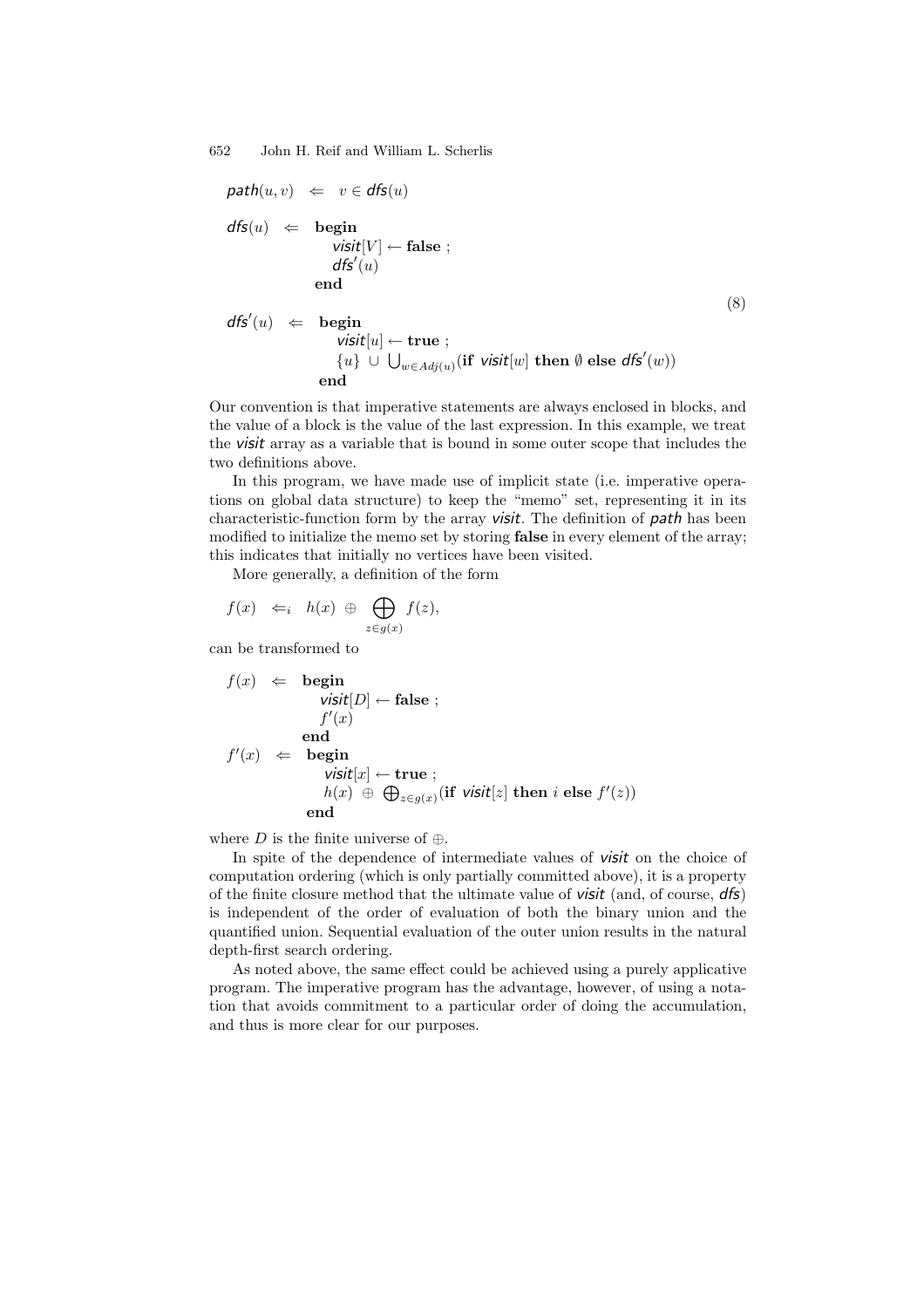$$
\begin{aligned}
&\mathit{path}(u,v) \;\Leftarrow\; v \in \mathit{dfs}(u) \\[1em]
&\mathit{dfs}(u) \;\Leftarrow\; \begin{array}[t]{l} \textbf{begin} \\ \quad \mathit{visit}[V] \leftarrow \textbf{false} \,; \\ \quad \mathit{dfs}'(u) \\ \textbf{end} \end{array} \\[1em]
&\mathit{dfs}'(u) \;\Leftarrow\; \begin{array}[t]{l} \textbf{begin} \\ \quad \mathit{visit}[u] \leftarrow \textbf{true} \,; \\ \quad \{u\} \,\cup\, \bigcup_{w \in Adj(u)} (\textbf{if } \mathit{visit}[w] \textbf{ then } \emptyset \textbf{ else } \mathit{dfs}'(w)) \\ \textbf{end} \end{array}
\end{aligned}
\tag{8}
$$

Our convention is that imperative statements are always enclosed in blocks, and the value of a block is the value of the last expression. In this example, we treat the *visit* array as a variable that is bound in some outer scope that includes the two definitions above.

In this program, we have made use of implicit state (i.e. imperative operations on global data structure) to keep the "memo" set, representing it in its characteristic-function form by the array *visit*. The definition of *path* has been modified to initialize the memo set by storing **false** in every element of the array; this indicates that initially no vertices have been visited.

More generally, a definition of the form

$$
f(x) \;\Leftarrow_i\; h(x) \;\oplus\; \bigoplus_{z \in g(x)} f(z),
$$

can be transformed to

$$
\begin{aligned}
&f(x) \;\Leftarrow\; \begin{array}[t]{l} \textbf{begin} \\ \quad \mathit{visit}[D] \leftarrow \textbf{false} \,; \\ \quad f'(x) \\ \textbf{end} \end{array} \\
&f'(x) \;\Leftarrow\; \begin{array}[t]{l} \textbf{begin} \\ \quad \mathit{visit}[x] \leftarrow \textbf{true} \,; \\ \quad h(x) \;\oplus\; \bigoplus_{z \in g(x)} (\textbf{if } \mathit{visit}[z] \textbf{ then } i \textbf{ else } f'(z)) \\ \textbf{end} \end{array}
\end{aligned}
$$

where $D$ is the finite universe of $\oplus$.

In spite of the dependence of intermediate values of *visit* on the choice of computation ordering (which is only partially committed above), it is a property of the finite closure method that the ultimate value of *visit* (and, of course, *dfs*) is independent of the order of evaluation of both the binary union and the quantified union. Sequential evaluation of the outer union results in the natural depth-first search ordering.

As noted above, the same effect could be achieved using a purely applicative program. The imperative program has the advantage, however, of using a notation that avoids commitment to a particular order of doing the accumulation, and thus is more clear for our purposes.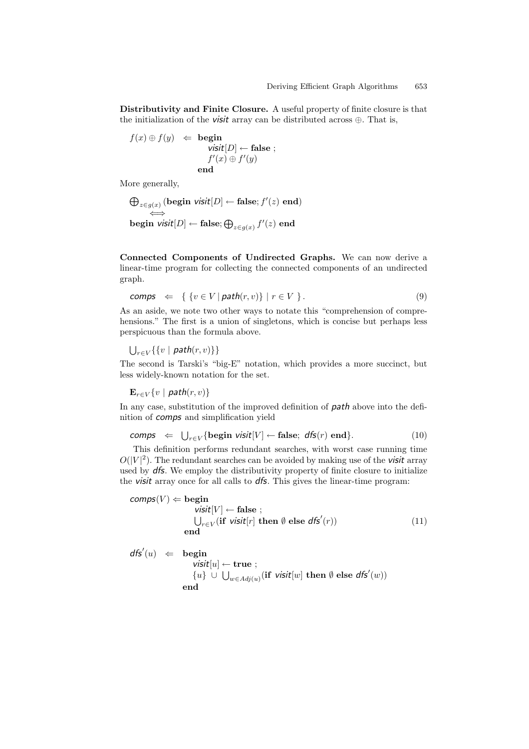**Distributivity and Finite Closure.** A useful property of finite closure is that the initialization of the *visit* array can be distributed across $\oplus$. That is,

$$
\begin{array}{lcl}
f(x) \oplus f(y) & \Leftarrow & \textbf{begin} \\
 & & \quad \mathit{visit}[D] \leftarrow \textbf{false} \; ; \\
 & & \quad f'(x) \oplus f'(y) \\
 & & \textbf{end}
\end{array}
$$

More generally,

$$
\begin{array}{l}
\bigoplus_{z \in g(x)} (\textbf{begin } \mathit{visit}[D] \leftarrow \textbf{false};\, f'(z) \textbf{ end}) \\
\qquad \Longleftrightarrow \\
\textbf{begin } \mathit{visit}[D] \leftarrow \textbf{false};\, \bigoplus_{z \in g(x)} f'(z) \textbf{ end}
\end{array}
$$

**Connected Components of Undirected Graphs.** We can now derive a linear-time program for collecting the connected components of an undirected graph.

$$
\mathit{comps} \;\; \Leftarrow \;\; \{ \; \{ v \in V \mid \mathit{path}(r, v) \} \mid r \in V \; \} \, . \tag{9}
$$

As an aside, we note two other ways to notate this "comprehension of comprehensions." The first is a union of singletons, which is concise but perhaps less perspicuous than the formula above.

$$
\bigcup_{r \in V} \{ \{ v \mid \mathit{path}(r, v) \} \}
$$

The second is Tarski's "big-E" notation, which provides a more succinct, but less widely-known notation for the set.

$$
\mathbf{E}_{r \in V} \{ v \mid \mathit{path}(r, v) \}
$$

In any case, substitution of the improved definition of *path* above into the definition of *comps* and simplification yield

$$
\mathit{comps} \;\; \Leftarrow \;\; \bigcup_{r \in V} \{ \textbf{begin } \mathit{visit}[V] \leftarrow \textbf{false};\; \mathit{dfs}(r) \textbf{ end} \}. \tag{10}
$$

This definition performs redundant searches, with worst case running time $O(|V|^2)$. The redundant searches can be avoided by making use of the *visit* array used by *dfs*. We employ the distributivity property of finite closure to initialize the *visit* array once for all calls to *dfs*. This gives the linear-time program:

$$
\begin{array}{l}
\mathit{comps}(V) \Leftarrow \textbf{begin} \\
\qquad\qquad\quad \mathit{visit}[V] \leftarrow \textbf{false} \; ; \\
\qquad\qquad\quad \bigcup_{r \in V} (\textbf{if } \mathit{visit}[r] \textbf{ then } \emptyset \textbf{ else } \mathit{dfs}'(r)) \\
\qquad\qquad\; \textbf{end}
\end{array} \tag{11}
$$

$$
\begin{array}{lcl}
\mathit{dfs}'(u) & \Leftarrow & \textbf{begin} \\
 & & \quad \mathit{visit}[u] \leftarrow \textbf{true} \; ; \\
 & & \quad \{u\} \, \cup \, \bigcup_{w \in Adj(u)} (\textbf{if } \mathit{visit}[w] \textbf{ then } \emptyset \textbf{ else } \mathit{dfs}'(w)) \\
 & & \textbf{end}
\end{array}
$$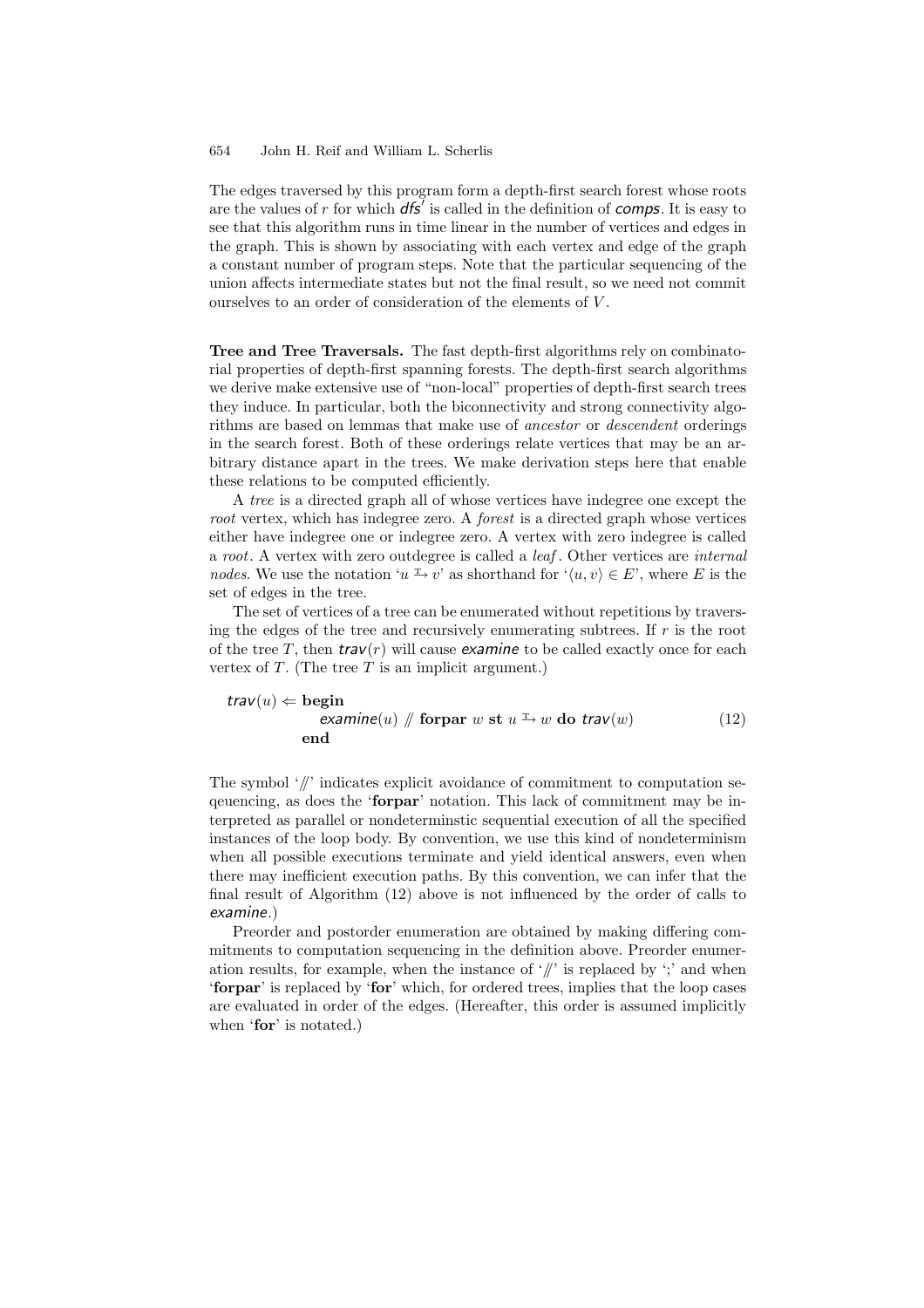The edges traversed by this program form a depth-first search forest whose roots are the values of $r$ for which $\mathit{dfs}'$ is called in the definition of *comps*. It is easy to see that this algorithm runs in time linear in the number of vertices and edges in the graph. This is shown by associating with each vertex and edge of the graph a constant number of program steps. Note that the particular sequencing of the union affects intermediate states but not the final result, so we need not commit ourselves to an order of consideration of the elements of $V$.

**Tree and Tree Traversals.** The fast depth-first algorithms rely on combinatorial properties of depth-first spanning forests. The depth-first search algorithms we derive make extensive use of "non-local" properties of depth-first search trees they induce. In particular, both the biconnectivity and strong connectivity algorithms are based on lemmas that make use of *ancestor* or *descendent* orderings in the search forest. Both of these orderings relate vertices that may be an arbitrary distance apart in the trees. We make derivation steps here that enable these relations to be computed efficiently.

A *tree* is a directed graph all of whose vertices have indegree one except the *root* vertex, which has indegree zero. A *forest* is a directed graph whose vertices either have indegree one or indegree zero. A vertex with zero indegree is called a *root*. A vertex with zero outdegree is called a *leaf*. Other vertices are *internal nodes*. We use the notation '$u \overset{T}{\mapsto} v$' as shorthand for '$\langle u, v\rangle \in E$', where $E$ is the set of edges in the tree.

The set of vertices of a tree can be enumerated without repetitions by traversing the edges of the tree and recursively enumerating subtrees. If $r$ is the root of the tree $T$, then $\mathit{trav}(r)$ will cause *examine* to be called exactly once for each vertex of $T$. (The tree $T$ is an implicit argument.)

$$
\begin{aligned}
\mathit{trav}(u) \Leftarrow\ & \textbf{begin} \\
& \quad \mathit{examine}(u) \;/\!\!/\; \textbf{forpar}\ w\ \textbf{st}\ u \overset{T}{\mapsto} w\ \textbf{do}\ \mathit{trav}(w) \\
& \textbf{end}
\end{aligned}
\tag{12}
$$

The symbol '$/\!\!/$' indicates explicit avoidance of commitment to computation seqeuencing, as does the '**forpar**' notation. This lack of commitment may be interpreted as parallel or nondeterminstic sequential execution of all the specified instances of the loop body. By convention, we use this kind of nondeterminism when all possible executions terminate and yield identical answers, even when there may inefficient execution paths. By this convention, we can infer that the final result of Algorithm (12) above is not influenced by the order of calls to *examine*.)

Preorder and postorder enumeration are obtained by making differing commitments to computation sequencing in the definition above. Preorder enumeration results, for example, when the instance of '$/\!\!/$' is replaced by ';' and when '**forpar**' is replaced by '**for**' which, for ordered trees, implies that the loop cases are evaluated in order of the edges. (Hereafter, this order is assumed implicitly when '**for**' is notated.)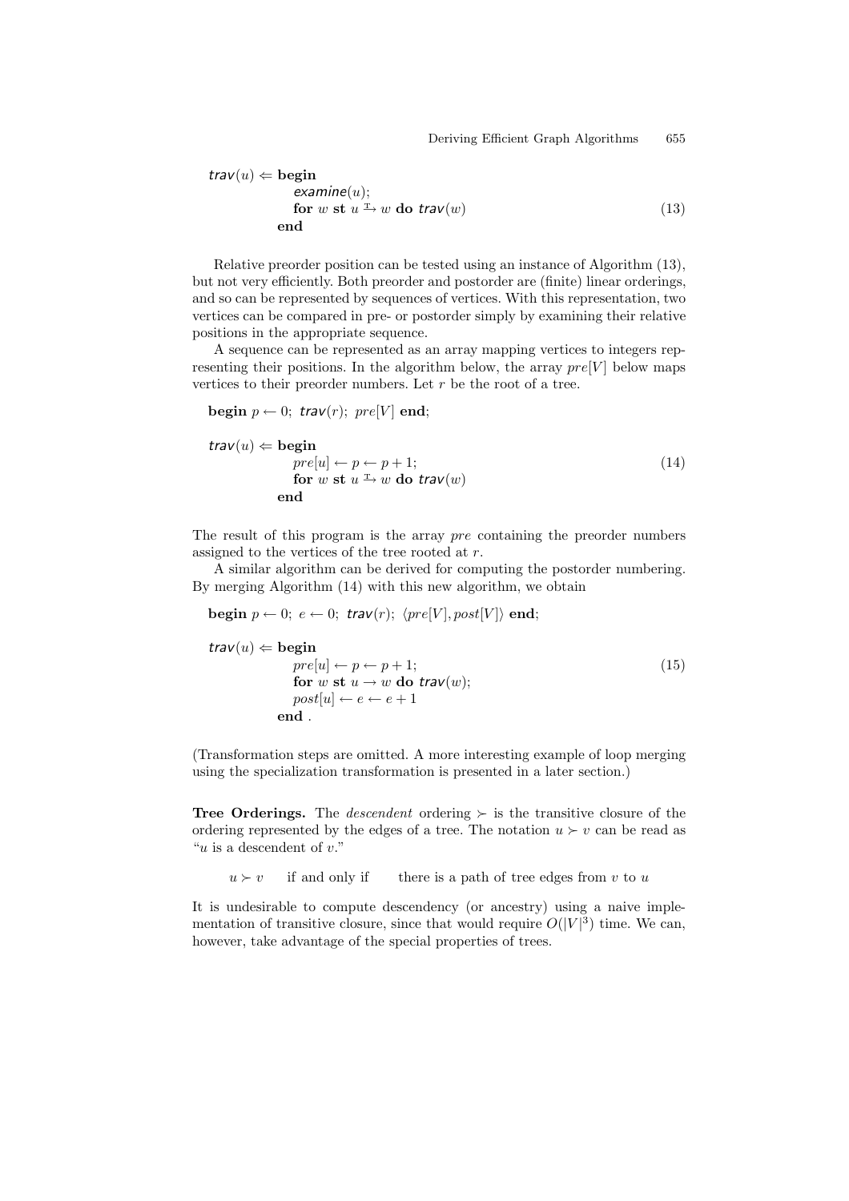```
trav(u) ⇐ begin
            examine(u);
            for w st u →^T w do trav(w)                    (13)
          end
```

Relative preorder position can be tested using an instance of Algorithm (13), but not very efficiently. Both preorder and postorder are (finite) linear orderings, and so can be represented by sequences of vertices. With this representation, two vertices can be compared in pre- or postorder simply by examining their relative positions in the appropriate sequence.

A sequence can be represented as an array mapping vertices to integers representing their positions. In the algorithm below, the array $pre[V]$ below maps vertices to their preorder numbers. Let $r$ be the root of a tree.

```
begin p ← 0; trav(r); pre[V] end;

trav(u) ⇐ begin
            pre[u] ← p ← p + 1;                             (14)
            for w st u →^T w do trav(w)
          end
```

The result of this program is the array $pre$ containing the preorder numbers assigned to the vertices of the tree rooted at $r$.

A similar algorithm can be derived for computing the postorder numbering. By merging Algorithm (14) with this new algorithm, we obtain

```
begin p ← 0; e ← 0; trav(r); ⟨pre[V], post[V]⟩ end;

trav(u) ⇐ begin
            pre[u] ← p ← p + 1;                             (15)
            for w st u → w do trav(w);
            post[u] ← e ← e + 1
          end .
```

(Transformation steps are omitted. A more interesting example of loop merging using the specialization transformation is presented in a later section.)

**Tree Orderings.** The *descendent* ordering $\succ$ is the transitive closure of the ordering represented by the edges of a tree. The notation $u \succ v$ can be read as "$u$ is a descendent of $v$."

$u \succ v$ if and only if there is a path of tree edges from $v$ to $u$

It is undesirable to compute descendency (or ancestry) using a naive implementation of transitive closure, since that would require $O(|V|^3)$ time. We can, however, take advantage of the special properties of trees.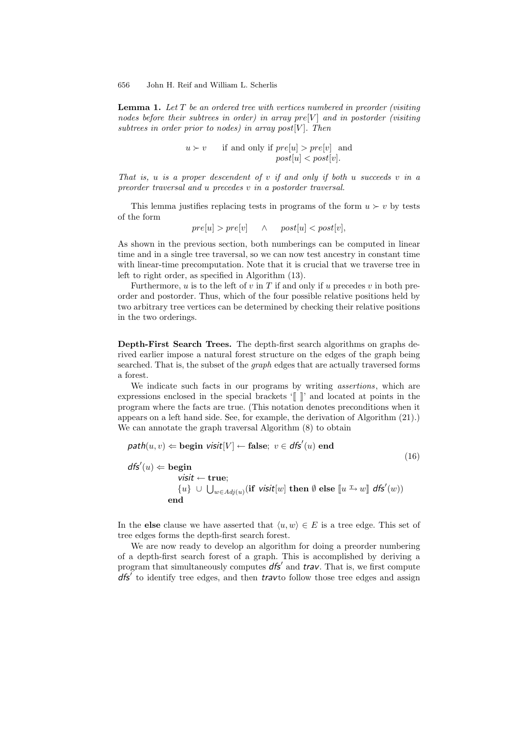**Lemma 1.** *Let $T$ be an ordered tree with vertices numbered in preorder (visiting nodes before their subtrees in order) in array $pre[V]$ and in postorder (visiting subtrees in order prior to nodes) in array $post[V]$. Then*

$$u \succ v \qquad \text{if and only if } pre[u] > pre[v] \;\text{ and }\; post[u] < post[v].$$

*That is, $u$ is a proper descendent of $v$ if and only if both $u$ succeeds $v$ in a preorder traversal and $u$ precedes $v$ in a postorder traversal.*

This lemma justifies replacing tests in programs of the form $u \succ v$ by tests of the form

$$pre[u] > pre[v] \quad \wedge \quad post[u] < post[v],$$

As shown in the previous section, both numberings can be computed in linear time and in a single tree traversal, so we can now test ancestry in constant time with linear-time precomputation. Note that it is crucial that we traverse tree in left to right order, as specified in Algorithm (13).

Furthermore, $u$ is to the left of $v$ in $T$ if and only if $u$ precedes $v$ in both preorder and postorder. Thus, which of the four possible relative positions held by two arbitrary tree vertices can be determined by checking their relative positions in the two orderings.

**Depth-First Search Trees.** The depth-first search algorithms on graphs derived earlier impose a natural forest structure on the edges of the graph being searched. That is, the subset of the *graph* edges that are actually traversed forms a forest.

We indicate such facts in our programs by writing *assertions*, which are expressions enclosed in the special brackets '$[\![\ ]\!]$' and located at points in the program where the facts are true. (This notation denotes preconditions when it appears on a left hand side. See, for example, the derivation of Algorithm (21).) We can annotate the graph traversal Algorithm (8) to obtain

$$
\begin{aligned}
&\mathit{path}(u,v) \Leftarrow \textbf{begin } \mathit{visit}[V] \leftarrow \textbf{false};\ v \in \mathit{dfs}'(u) \textbf{ end} \\
&\mathit{dfs}'(u) \Leftarrow \textbf{begin} \\
&\qquad\qquad \mathit{visit} \leftarrow \textbf{true}; \\
&\qquad\qquad \{u\} \,\cup\, \textstyle\bigcup_{w \in Adj(u)} (\textbf{if } \mathit{visit}[w] \textbf{ then } \emptyset \textbf{ else } [\![u \xrightarrow{\mathrm{T}} w]\!]\ \mathit{dfs}'(w)) \\
&\qquad\quad \textbf{end}
\end{aligned}
\tag{16}
$$

In the **else** clause we have asserted that $\langle u, w\rangle \in E$ is a tree edge. This set of tree edges forms the depth-first search forest.

We are now ready to develop an algorithm for doing a preorder numbering of a depth-first search forest of a graph. This is accomplished by deriving a program that simultaneously computes $\mathit{dfs}'$ and $\mathit{trav}$. That is, we first compute $\mathit{dfs}'$ to identify tree edges, and then $\mathit{trav}$to follow those tree edges and assign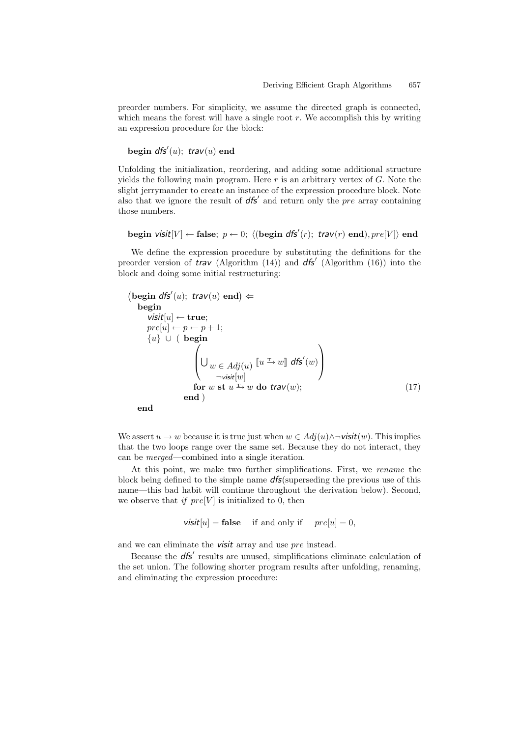preorder numbers. For simplicity, we assume the directed graph is connected, which means the forest will have a single root $r$. We accomplish this by writing an expression procedure for the block:

$$\textbf{begin } \mathit{dfs}'(u);\ \mathit{trav}(u) \textbf{ end}$$

Unfolding the initialization, reordering, and adding some additional structure yields the following main program. Here $r$ is an arbitrary vertex of $G$. Note the slight jerrymander to create an instance of the expression procedure block. Note also that we ignore the result of $\mathit{dfs}'$ and return only the $pre$ array containing those numbers.

$$\textbf{begin } \mathit{visit}[V] \leftarrow \textbf{false};\ p \leftarrow 0;\ \langle(\textbf{begin } \mathit{dfs}'(r);\ \mathit{trav}(r) \textbf{ end}), pre[V]\rangle \textbf{ end}$$

We define the expression procedure by substituting the definitions for the preorder version of $\mathit{trav}$ (Algorithm (14)) and $\mathit{dfs}'$ (Algorithm (16)) into the block and doing some initial restructuring:

$$
\begin{array}{l}
(\textbf{begin } \mathit{dfs}'(u);\ \mathit{trav}(u) \textbf{ end}) \Leftarrow \\
\quad \textbf{begin} \\
\qquad \mathit{visit}[u] \leftarrow \textbf{true}; \\
\qquad pre[u] \leftarrow p \leftarrow p+1; \\
\qquad \{u\} \ \cup\ (\ \textbf{begin} \\
\qquad\qquad \left( \bigcup_{\substack{w \,\in\, Adj(u) \\ \neg \mathit{visit}[w]}} [\![ u \overset{\mathrm{T}}{\mapsto} w ]\!]\ \mathit{dfs}'(w) \right) \\
\qquad\qquad \textbf{for } w \textbf{ st } u \overset{\mathrm{T}}{\mapsto} w \textbf{ do } \mathit{trav}(w); \\
\qquad\quad \textbf{end}\ ) \\
\quad \textbf{end}
\end{array}
\tag{17}
$$

We assert $u \to w$ because it is true just when $w \in Adj(u) \wedge \neg \mathit{visit}(w)$. This implies that the two loops range over the same set. Because they do not interact, they can be *merged*—combined into a single iteration.

At this point, we make two further simplifications. First, we *rename* the block being defined to the simple name $\mathit{dfs}$(superseding the previous use of this name—this bad habit will continue throughout the derivation below). Second, we observe that *if* $pre[V]$ is initialized to 0, then

$$\mathit{visit}[u] = \textbf{false} \quad \text{if and only if} \quad pre[u] = 0,$$

and we can eliminate the $\mathit{visit}$ array and use $pre$ instead.

Because the $\mathit{dfs}'$ results are unused, simplifications eliminate calculation of the set union. The following shorter program results after unfolding, renaming, and eliminating the expression procedure: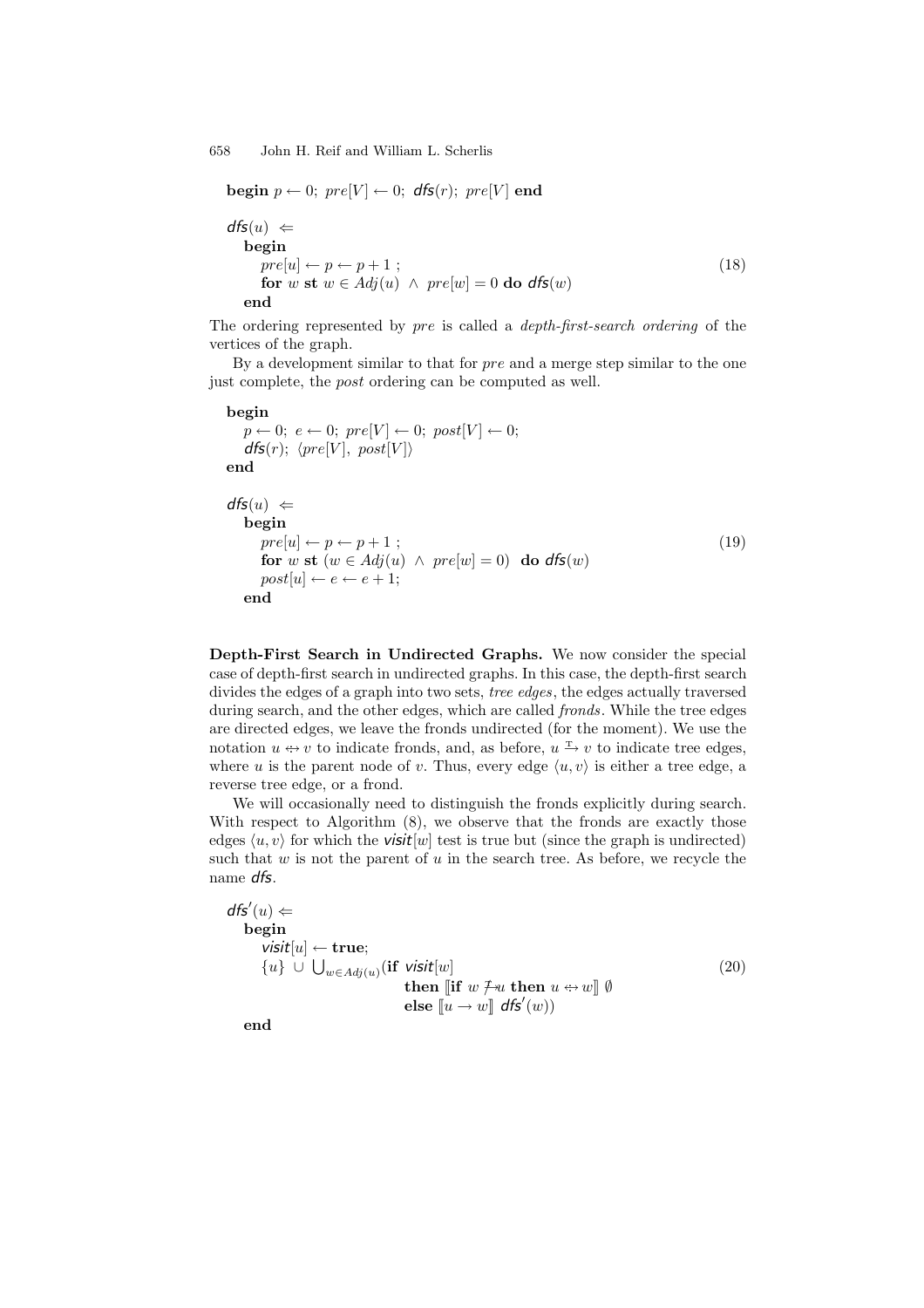**begin** $p \leftarrow 0$; $pre[V] \leftarrow 0$; $\mathsf{dfs}(r)$; $pre[V]$ **end**

$$
\begin{array}{l}
\mathsf{dfs}(u) \ \Leftarrow \\
\quad \textbf{begin} \\
\qquad pre[u] \leftarrow p \leftarrow p+1 \ ; \\
\qquad \textbf{for } w \textbf{ st } w \in Adj(u) \ \wedge \ pre[w] = 0 \textbf{ do } \mathsf{dfs}(w) \\
\quad \textbf{end}
\end{array}
\tag{18}
$$

The ordering represented by *pre* is called a *depth-first-search ordering* of the vertices of the graph.

By a development similar to that for *pre* and a merge step similar to the one just complete, the *post* ordering can be computed as well.

$$
\begin{array}{l}
\textbf{begin} \\
\quad p \leftarrow 0; \ e \leftarrow 0; \ pre[V] \leftarrow 0; \ post[V] \leftarrow 0; \\
\quad \mathsf{dfs}(r); \ \langle pre[V], \ post[V] \rangle \\
\textbf{end}
\end{array}
$$

$$
\begin{array}{l}
\mathsf{dfs}(u) \ \Leftarrow \\
\quad \textbf{begin} \\
\qquad pre[u] \leftarrow p \leftarrow p+1 \ ; \\
\qquad \textbf{for } w \textbf{ st } (w \in Adj(u) \ \wedge \ pre[w] = 0) \ \textbf{ do } \mathsf{dfs}(w) \\
\qquad post[u] \leftarrow e \leftarrow e+1; \\
\quad \textbf{end}
\end{array}
\tag{19}
$$

**Depth-First Search in Undirected Graphs.** We now consider the special case of depth-first search in undirected graphs. In this case, the depth-first search divides the edges of a graph into two sets, *tree edges*, the edges actually traversed during search, and the other edges, which are called *fronds*. While the tree edges are directed edges, we leave the fronds undirected (for the moment). We use the notation $u \nleftrightarrow v$ to indicate fronds, and, as before, $u \overset{T}{\rightarrow} v$ to indicate tree edges, where $u$ is the parent node of $v$. Thus, every edge $\langle u, v \rangle$ is either a tree edge, a reverse tree edge, or a frond.

We will occasionally need to distinguish the fronds explicitly during search. With respect to Algorithm (8), we observe that the fronds are exactly those edges $\langle u, v \rangle$ for which the $\mathsf{visit}[w]$ test is true but (since the graph is undirected) such that $w$ is not the parent of $u$ in the search tree. As before, we recycle the name $\mathsf{dfs}$.

$$
\begin{array}{l}
\mathsf{dfs}'(u) \Leftarrow \\
\quad \textbf{begin} \\
\qquad \mathsf{visit}[u] \leftarrow \textbf{true}; \\
\qquad \{u\} \ \cup \ \bigcup_{w \in Adj(u)} (\textbf{if } \mathsf{visit}[w] \\
\qquad\qquad\qquad\qquad \textbf{then } [\![\textbf{if } w \not\rightarrow u \textbf{ then } u \nleftrightarrow w]\!] \ \emptyset \\
\qquad\qquad\qquad\qquad \textbf{else } [\![u \rightarrow w]\!] \ \mathsf{dfs}'(w)) \\
\quad \textbf{end}
\end{array}
\tag{20}
$$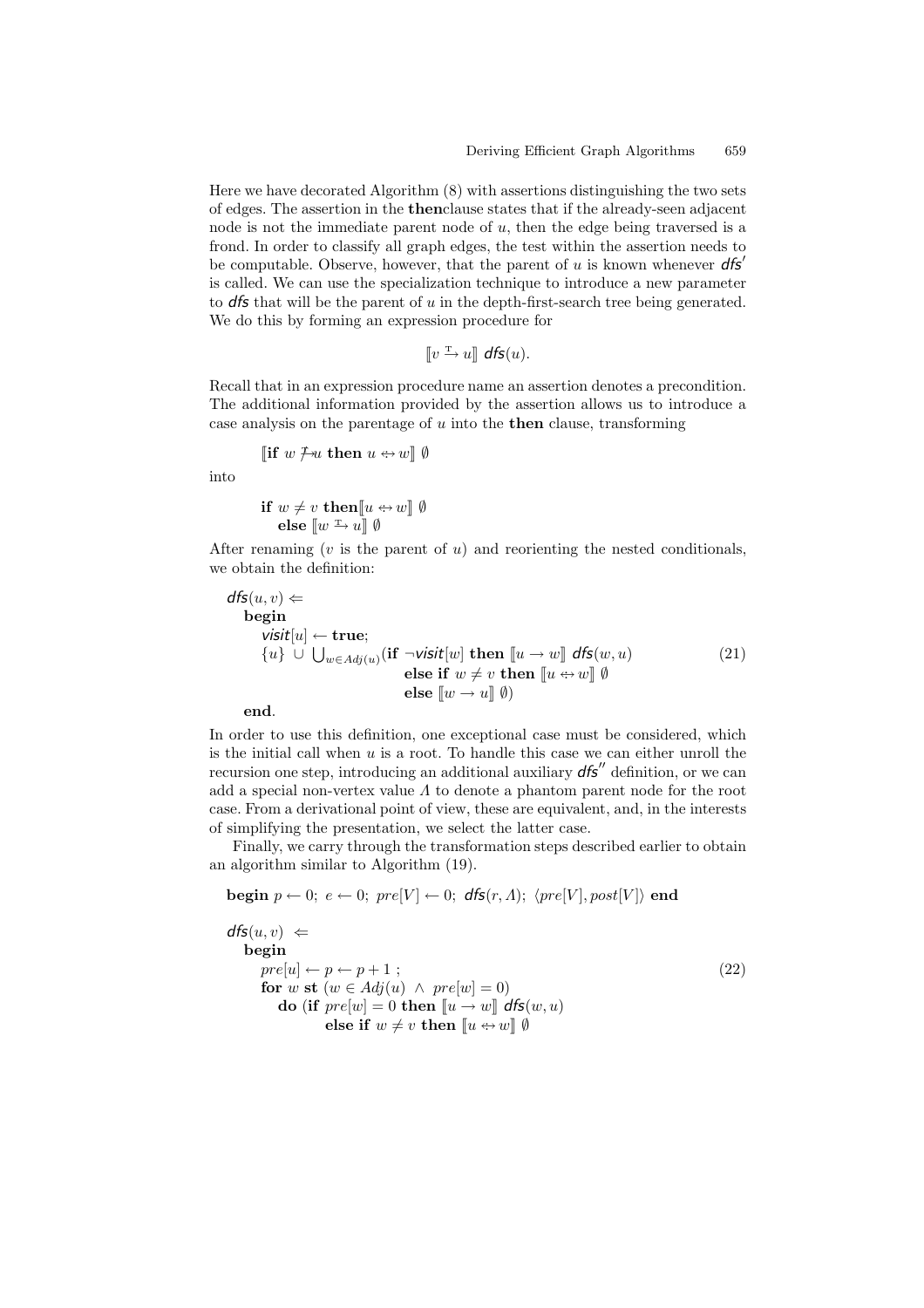Here we have decorated Algorithm (8) with assertions distinguishing the two sets of edges. The assertion in the **then**clause states that if the already-seen adjacent node is not the immediate parent node of $u$, then the edge being traversed is a frond. In order to classify all graph edges, the test within the assertion needs to be computable. Observe, however, that the parent of $u$ is known whenever $\mathit{dfs}'$ is called. We can use the specialization technique to introduce a new parameter to $\mathit{dfs}$ that will be the parent of $u$ in the depth-first-search tree being generated. We do this by forming an expression procedure for

$$[\![ v \xrightarrow{\mathtt{T}} u ]\!] \ \mathit{dfs}(u).$$

Recall that in an expression procedure name an assertion denotes a precondition. The additional information provided by the assertion allows us to introduce a case analysis on the parentage of $u$ into the **then** clause, transforming

$$[\![ \textbf{if } w \not\xrightarrow{\mathtt{T}} u \textbf{ then } u \leftrightarrow w ]\!] \ \emptyset$$

into

$$\begin{array}{l} \textbf{if } w \neq v \textbf{ then} [\![ u \leftrightarrow w ]\!] \ \emptyset \\ \quad \textbf{else } [\![ w \xrightarrow{\mathtt{T}} u ]\!] \ \emptyset \end{array}$$

After renaming ($v$ is the parent of $u$) and reorienting the nested conditionals, we obtain the definition:

$$\begin{array}{l}
\mathit{dfs}(u, v) \Leftarrow \\
\quad \textbf{begin} \\
\quad\quad \mathit{visit}[u] \leftarrow \textbf{true}; \\
\quad\quad \{u\} \ \cup \ \bigcup_{w \in Adj(u)} (\textbf{if } \neg \mathit{visit}[w] \textbf{ then } [\![ u \rightarrow w ]\!] \ \mathit{dfs}(w, u) \\
\quad\quad\quad\quad\quad\quad\quad\quad\quad \textbf{else if } w \neq v \textbf{ then } [\![ u \leftrightarrow w ]\!] \ \emptyset \\
\quad\quad\quad\quad\quad\quad\quad\quad\quad \textbf{else } [\![ w \rightarrow u ]\!] \ \emptyset) \\
\quad \textbf{end}.
\end{array} \tag{21}$$

In order to use this definition, one exceptional case must be considered, which is the initial call when $u$ is a root. To handle this case we can either unroll the recursion one step, introducing an additional auxiliary $\mathit{dfs}''$ definition, or we can add a special non-vertex value $\Lambda$ to denote a phantom parent node for the root case. From a derivational point of view, these are equivalent, and, in the interests of simplifying the presentation, we select the latter case.

Finally, we carry through the transformation steps described earlier to obtain an algorithm similar to Algorithm (19).

$$\textbf{begin } p \leftarrow 0; \ e \leftarrow 0; \ pre[V] \leftarrow 0; \ \mathit{dfs}(r, \Lambda); \ \langle pre[V], post[V] \rangle \textbf{ end}$$

$$\begin{array}{l}
\mathit{dfs}(u, v) \ \Leftarrow \\
\quad \textbf{begin} \\
\quad\quad pre[u] \leftarrow p \leftarrow p + 1 \ ; \\
\quad\quad \textbf{for } w \textbf{ st } (w \in Adj(u) \ \wedge \ pre[w] = 0) \\
\quad\quad\quad \textbf{do } (\textbf{if } pre[w] = 0 \textbf{ then } [\![ u \rightarrow w ]\!] \ \mathit{dfs}(w, u) \\
\quad\quad\quad\quad\quad \textbf{else if } w \neq v \textbf{ then } [\![ u \leftrightarrow w ]\!] \ \emptyset
\end{array} \tag{22}$$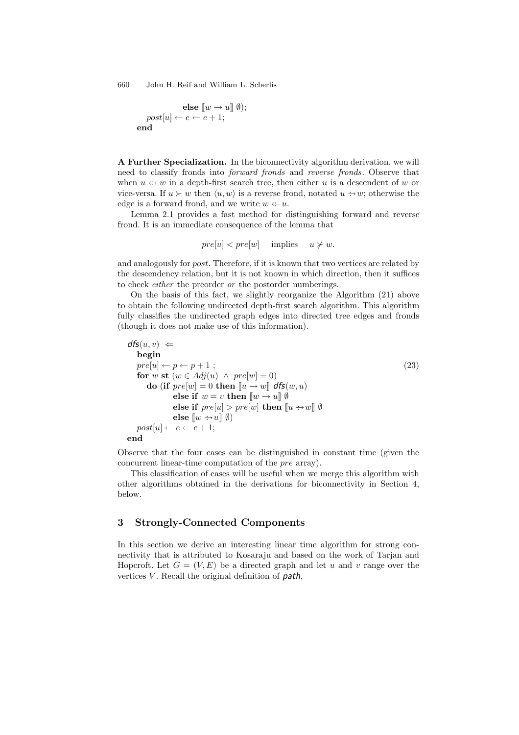```
          else ⟦w → u⟧ ∅);
    post[u] ← e ← e + 1;
  end
```

**A Further Specialization.** In the biconnectivity algorithm derivation, we will need to classify fronds into *forward fronds* and *reverse fronds*. Observe that when $u \leftrightarrow w$ in a depth-first search tree, then either $u$ is a descendent of $w$ or vice-versa. If $u \succ w$ then $\langle u, w \rangle$ is a reverse frond, notated $u \dashrightarrow w$; otherwise the edge is a forward frond, and we write $w \dashleftarrow u$.

Lemma 2.1 provides a fast method for distinguishing forward and reverse frond. It is an immediate consequence of the lemma that

$$pre[u] < pre[w] \quad \text{implies} \quad u \not\succ w.$$

and analogously for *post*. Therefore, if it is known that two vertices are related by the descendency relation, but it is not known in which direction, then it suffices to check *either* the preorder *or* the postorder numberings.

On the basis of this fact, we slightly reorganize the Algorithm (21) above to obtain the following undirected depth-first search algorithm. This algorithm fully classifies the undirected graph edges into directed tree edges and fronds (though it does not make use of this information).

```
dfs(u, v) ⇐
  begin
  pre[u] ← p ← p + 1 ;                                          (23)
  for w st (w ∈ Adj(u) ∧ pre[w] = 0)
    do (if pre[w] = 0 then ⟦u → w⟧ dfs(w, u)
          else if w = v then ⟦w → u⟧ ∅
          else if pre[u] > pre[w] then ⟦u ⇢ w⟧ ∅
          else ⟦w ⇢ u⟧ ∅)
  post[u] ← e ← e + 1;
  end
```

Observe that the four cases can be distinguished in constant time (given the concurrent linear-time computation of the *pre* array).

This classification of cases will be useful when we merge this algorithm with other algorithms obtained in the derivations for biconnectivity in Section 4, below.

## 3 Strongly-Connected Components

In this section we derive an interesting linear time algorithm for strong connectivity that is attributed to Kosaraju and based on the work of Tarjan and Hopcroft. Let $G = (V, E)$ be a directed graph and let $u$ and $v$ range over the vertices $V$. Recall the original definition of *path*,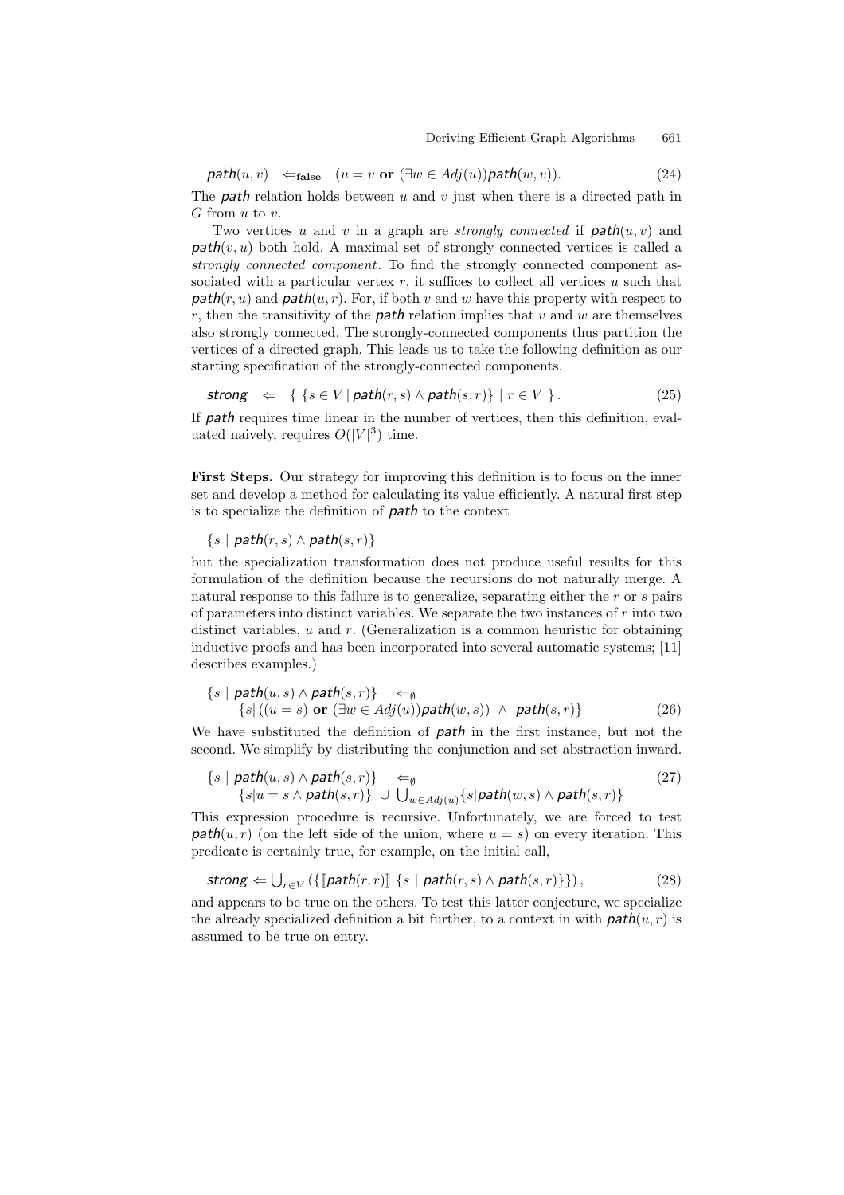$$\mathit{path}(u,v) \quad \Leftarrow_{\mathbf{false}} \quad (u = v \ \mathbf{or}\ (\exists w \in Adj(u))\mathit{path}(w,v)). \tag{24}$$

The *path* relation holds between $u$ and $v$ just when there is a directed path in $G$ from $u$ to $v$.

Two vertices $u$ and $v$ in a graph are *strongly connected* if $\mathit{path}(u,v)$ and $\mathit{path}(v,u)$ both hold. A maximal set of strongly connected vertices is called a *strongly connected component*. To find the strongly connected component associated with a particular vertex $r$, it suffices to collect all vertices $u$ such that $\mathit{path}(r,u)$ and $\mathit{path}(u,r)$. For, if both $v$ and $w$ have this property with respect to $r$, then the transitivity of the *path* relation implies that $v$ and $w$ are themselves also strongly connected. The strongly-connected components thus partition the vertices of a directed graph. This leads us to take the following definition as our starting specification of the strongly-connected components.

$$\mathit{strong} \quad \Leftarrow \quad \{\ \{s \in V \mid \mathit{path}(r,s) \wedge \mathit{path}(s,r)\} \mid r \in V\ \}. \tag{25}$$

If *path* requires time linear in the number of vertices, then this definition, evaluated naively, requires $O(|V|^3)$ time.

**First Steps.** Our strategy for improving this definition is to focus on the inner set and develop a method for calculating its value efficiently. A natural first step is to specialize the definition of *path* to the context

$$\{s \mid \mathit{path}(r,s) \wedge \mathit{path}(s,r)\}$$

but the specialization transformation does not produce useful results for this formulation of the definition because the recursions do not naturally merge. A natural response to this failure is to generalize, separating either the $r$ or $s$ pairs of parameters into distinct variables. We separate the two instances of $r$ into two distinct variables, $u$ and $r$. (Generalization is a common heuristic for obtaining inductive proofs and has been incorporated into several automatic systems; [11] describes examples.)

$$\begin{aligned}&\{s \mid \mathit{path}(u,s) \wedge \mathit{path}(s,r)\} \quad \Leftarrow_{\emptyset} \\ &\qquad \{s \mid ((u = s)\ \mathbf{or}\ (\exists w \in Adj(u))\mathit{path}(w,s)) \ \wedge\ \mathit{path}(s,r)\}\end{aligned} \tag{26}$$

We have substituted the definition of *path* in the first instance, but not the second. We simplify by distributing the conjunction and set abstraction inward.

$$\begin{aligned}&\{s \mid \mathit{path}(u,s) \wedge \mathit{path}(s,r)\} \quad \Leftarrow_{\emptyset} \\ &\qquad \{s \mid u = s \wedge \mathit{path}(s,r)\} \ \cup\ \textstyle\bigcup_{w \in Adj(u)} \{s \mid \mathit{path}(w,s) \wedge \mathit{path}(s,r)\}\end{aligned} \tag{27}$$

This expression procedure is recursive. Unfortunately, we are forced to test $\mathit{path}(u,r)$ (on the left side of the union, where $u = s$) on every iteration. This predicate is certainly true, for example, on the initial call,

$$\mathit{strong} \Leftarrow \textstyle\bigcup_{r \in V} \left(\{[\![\mathit{path}(r,r)]\!]\ \{s \mid \mathit{path}(r,s) \wedge \mathit{path}(s,r)\}\}\right), \tag{28}$$

and appears to be true on the others. To test this latter conjecture, we specialize the already specialized definition a bit further, to a context in with $\mathit{path}(u,r)$ is assumed to be true on entry.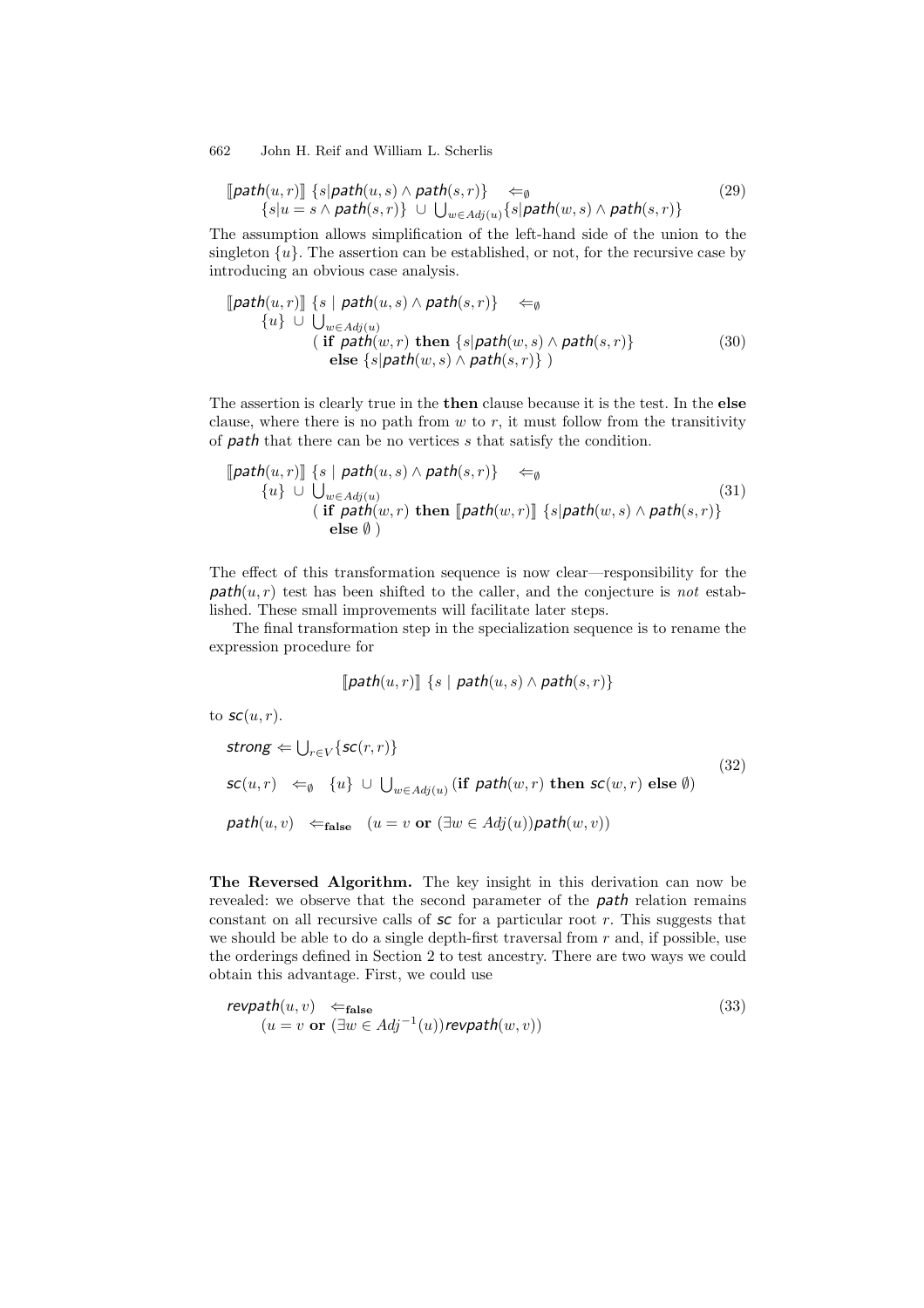$$
\begin{aligned}
&[\![\mathit{path}(u,r)]\!]\ \{s|\mathit{path}(u,s) \wedge \mathit{path}(s,r)\} \quad \Leftarrow_{\emptyset} \\
&\qquad \{s|u = s \wedge \mathit{path}(s,r)\} \ \cup\ \textstyle\bigcup_{w \in Adj(u)} \{s|\mathit{path}(w,s) \wedge \mathit{path}(s,r)\}
\end{aligned} \tag{29}
$$

The assumption allows simplification of the left-hand side of the union to the singleton $\{u\}$. The assertion can be established, or not, for the recursive case by introducing an obvious case analysis.

$$
\begin{aligned}
&[\![\mathit{path}(u,r)]\!]\ \{s \mid \mathit{path}(u,s) \wedge \mathit{path}(s,r)\} \quad \Leftarrow_{\emptyset} \\
&\qquad \{u\} \ \cup\ \textstyle\bigcup_{w \in Adj(u)} \\
&\qquad\qquad (\ \textbf{if}\ \mathit{path}(w,r)\ \textbf{then}\ \{s|\mathit{path}(w,s) \wedge \mathit{path}(s,r)\} \\
&\qquad\qquad\quad \textbf{else}\ \{s|\mathit{path}(w,s) \wedge \mathit{path}(s,r)\}\ )
\end{aligned} \tag{30}
$$

The assertion is clearly true in the **then** clause because it is the test. In the **else** clause, where there is no path from $w$ to $r$, it must follow from the transitivity of *path* that there can be no vertices $s$ that satisfy the condition.

$$
\begin{aligned}
&[\![\mathit{path}(u,r)]\!]\ \{s \mid \mathit{path}(u,s) \wedge \mathit{path}(s,r)\} \quad \Leftarrow_{\emptyset} \\
&\qquad \{u\} \ \cup\ \textstyle\bigcup_{w \in Adj(u)} \\
&\qquad\qquad (\ \textbf{if}\ \mathit{path}(w,r)\ \textbf{then}\ [\![\mathit{path}(w,r)]\!]\ \{s|\mathit{path}(w,s) \wedge \mathit{path}(s,r)\} \\
&\qquad\qquad\quad \textbf{else}\ \emptyset\ )
\end{aligned} \tag{31}
$$

The effect of this transformation sequence is now clear—responsibility for the $\mathit{path}(u,r)$ test has been shifted to the caller, and the conjecture is *not* established. These small improvements will facilitate later steps.

The final transformation step in the specialization sequence is to rename the expression procedure for

$$
[\![\mathit{path}(u,r)]\!]\ \{s \mid \mathit{path}(u,s) \wedge \mathit{path}(s,r)\}
$$

to $\mathit{sc}(u,r)$.

$$
\begin{aligned}
&\mathit{strong} \Leftarrow \textstyle\bigcup_{r \in V} \{\mathit{sc}(r,r)\} \\
&\mathit{sc}(u,r) \quad \Leftarrow_{\emptyset} \quad \{u\} \ \cup\ \textstyle\bigcup_{w \in Adj(u)} (\textbf{if}\ \mathit{path}(w,r)\ \textbf{then}\ \mathit{sc}(w,r)\ \textbf{else}\ \emptyset) \\
&\mathit{path}(u,v) \quad \Leftarrow_{\textbf{false}} \quad (u = v\ \textbf{or}\ (\exists w \in Adj(u))\mathit{path}(w,v))
\end{aligned} \tag{32}
$$

**The Reversed Algorithm.** The key insight in this derivation can now be revealed: we observe that the second parameter of the *path* relation remains constant on all recursive calls of *sc* for a particular root $r$. This suggests that we should be able to do a single depth-first traversal from $r$ and, if possible, use the orderings defined in Section 2 to test ancestry. There are two ways we could obtain this advantage. First, we could use

$$
\begin{aligned}
&\mathit{revpath}(u,v) \quad \Leftarrow_{\textbf{false}} \\
&\qquad (u = v\ \textbf{or}\ (\exists w \in Adj^{-1}(u))\mathit{revpath}(w,v))
\end{aligned} \tag{33}
$$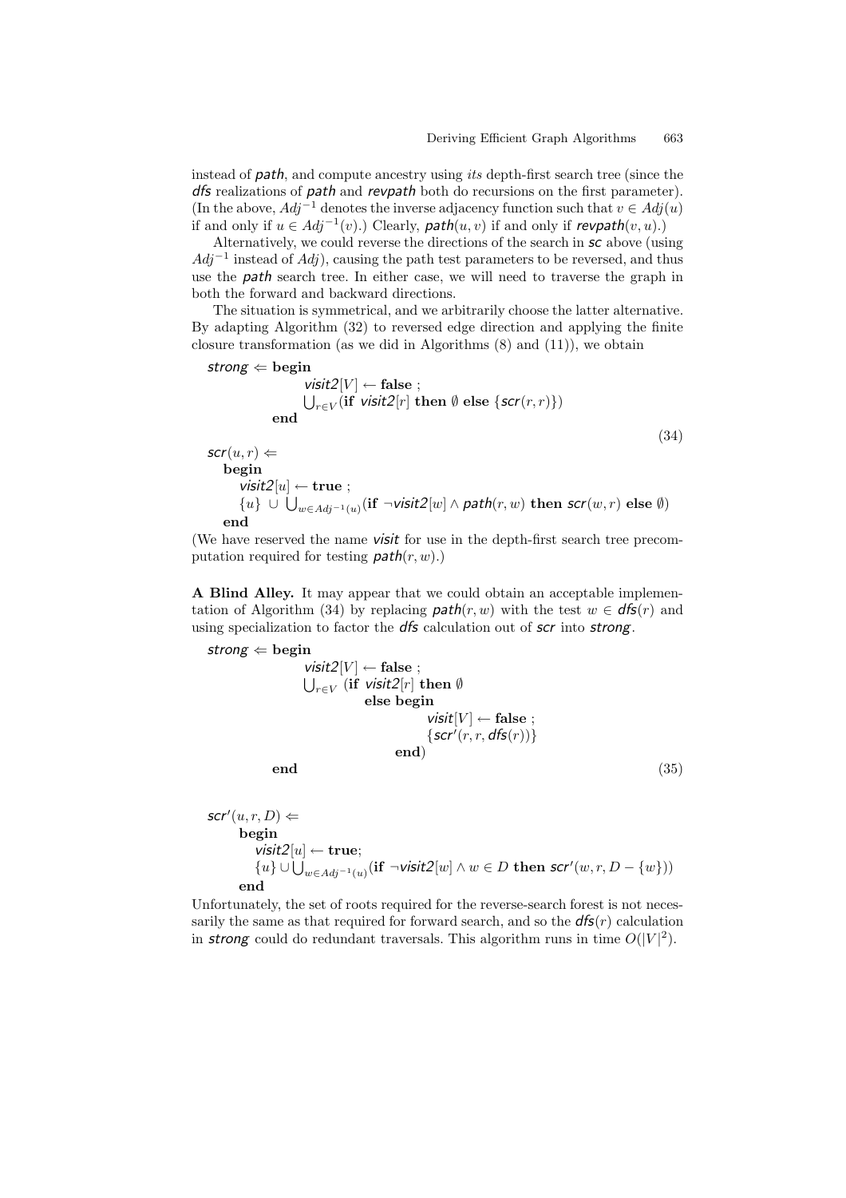instead of *path*, and compute ancestry using *its* depth-first search tree (since the *dfs* realizations of *path* and *revpath* both do recursions on the first parameter). (In the above, $Adj^{-1}$ denotes the inverse adjacency function such that $v \in Adj(u)$ if and only if $u \in Adj^{-1}(v)$.) Clearly, $\mathit{path}(u,v)$ if and only if $\mathit{revpath}(v,u)$.)

Alternatively, we could reverse the directions of the search in *sc* above (using $Adj^{-1}$ instead of $Adj$), causing the path test parameters to be reversed, and thus use the *path* search tree. In either case, we will need to traverse the graph in both the forward and backward directions.

The situation is symmetrical, and we arbitrarily choose the latter alternative. By adapting Algorithm (32) to reversed edge direction and applying the finite closure transformation (as we did in Algorithms (8) and (11)), we obtain

$$
\begin{array}{l}
\mathit{strong} \Leftarrow \textbf{begin} \\
\qquad\qquad \mathit{visit2}[V] \leftarrow \textbf{false} \; ; \\
\qquad\qquad \bigcup_{r \in V} (\textbf{if } \mathit{visit2}[r] \textbf{ then } \emptyset \textbf{ else } \{\mathit{scr}(r,r)\}) \\
\qquad\quad \textbf{end} \\
\\
\mathit{scr}(u,r) \Leftarrow \\
\quad \textbf{begin} \\
\qquad \mathit{visit2}[u] \leftarrow \textbf{true} \; ; \\
\qquad \{u\} \cup \bigcup_{w \in Adj^{-1}(u)} (\textbf{if } \neg \mathit{visit2}[w] \wedge \mathit{path}(r,w) \textbf{ then } \mathit{scr}(w,r) \textbf{ else } \emptyset) \\
\quad \textbf{end}
\end{array}
\tag{34}
$$

(We have reserved the name *visit* for use in the depth-first search tree precomputation required for testing $\mathit{path}(r,w)$.)

**A Blind Alley.** It may appear that we could obtain an acceptable implementation of Algorithm (34) by replacing $\mathit{path}(r,w)$ with the test $w \in \mathit{dfs}(r)$ and using specialization to factor the *dfs* calculation out of *scr* into *strong*.

$$
\begin{array}{l}
\mathit{strong} \Leftarrow \textbf{begin} \\
\qquad\qquad \mathit{visit2}[V] \leftarrow \textbf{false} \; ; \\
\qquad\qquad \bigcup_{r \in V} \; (\textbf{if } \mathit{visit2}[r] \textbf{ then } \emptyset \\
\qquad\qquad\qquad\qquad \textbf{else begin} \\
\qquad\qquad\qquad\qquad\qquad \mathit{visit}[V] \leftarrow \textbf{false} \; ; \\
\qquad\qquad\qquad\qquad\qquad \{\mathit{scr}'(r,r,\mathit{dfs}(r))\} \\
\qquad\qquad\qquad\qquad\quad \textbf{end}) \\
\qquad\quad \textbf{end}
\end{array}
\tag{35}
$$

$$
\begin{array}{l}
\mathit{scr}'(u,r,D) \Leftarrow \\
\qquad \textbf{begin} \\
\qquad\quad \mathit{visit2}[u] \leftarrow \textbf{true}; \\
\qquad\quad \{u\} \cup \bigcup_{w \in Adj^{-1}(u)} (\textbf{if } \neg \mathit{visit2}[w] \wedge w \in D \textbf{ then } \mathit{scr}'(w,r,D - \{w\})) \\
\qquad \textbf{end}
\end{array}
$$

Unfortunately, the set of roots required for the reverse-search forest is not necessarily the same as that required for forward search, and so the $\mathit{dfs}(r)$ calculation in *strong* could do redundant traversals. This algorithm runs in time $O(|V|^2)$.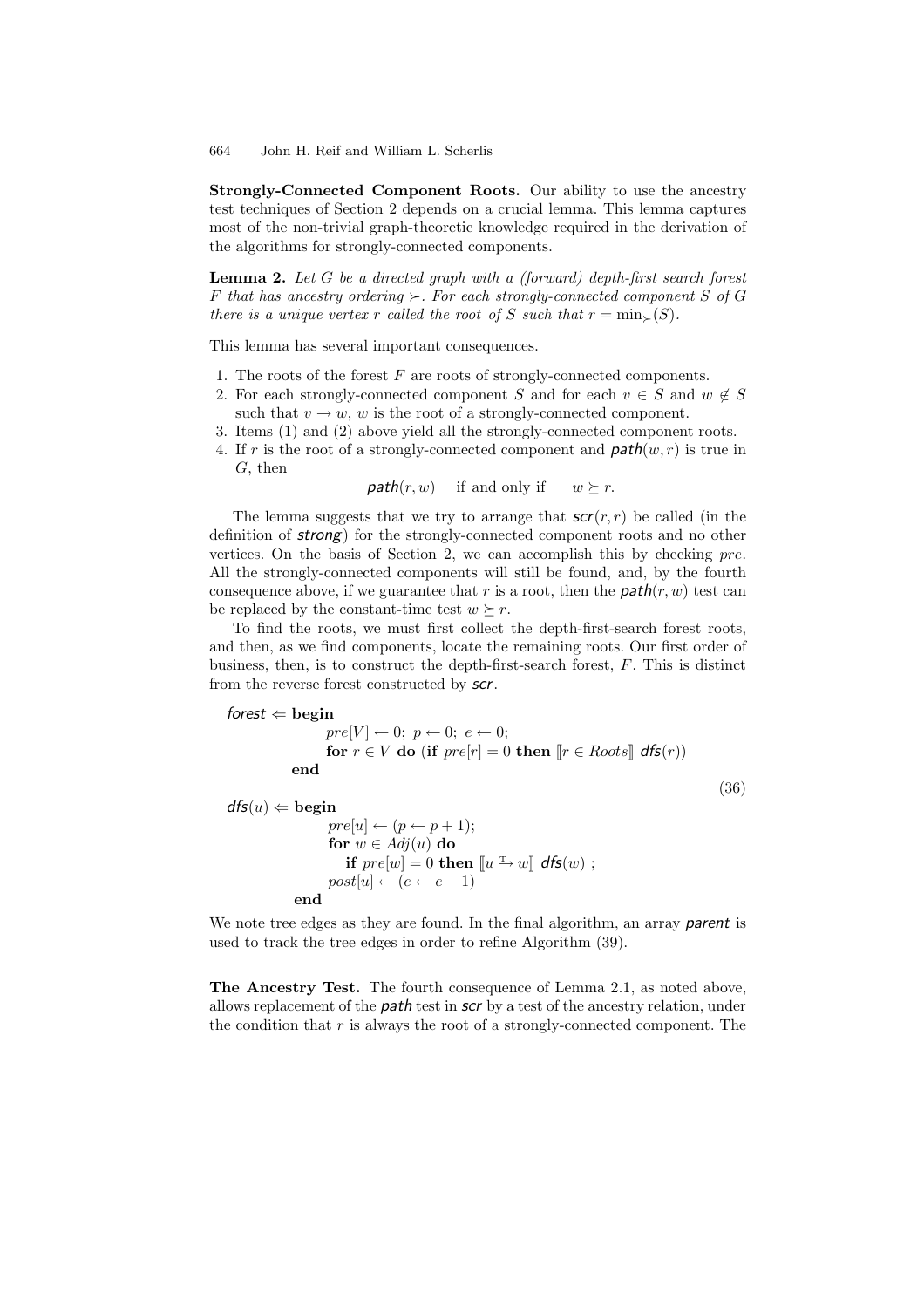**Strongly-Connected Component Roots.** Our ability to use the ancestry test techniques of Section 2 depends on a crucial lemma. This lemma captures most of the non-trivial graph-theoretic knowledge required in the derivation of the algorithms for strongly-connected components.

**Lemma 2.** *Let $G$ be a directed graph with a (forward) depth-first search forest $F$ that has ancestry ordering $\succ$. For each strongly-connected component $S$ of $G$ there is a unique vertex $r$ called the root of $S$ such that $r = \min_{\succ}(S)$.*

This lemma has several important consequences.

1. The roots of the forest $F$ are roots of strongly-connected components.
2. For each strongly-connected component $S$ and for each $v \in S$ and $w \notin S$ such that $v \to w$, $w$ is the root of a strongly-connected component.
3. Items (1) and (2) above yield all the strongly-connected component roots.
4. If $r$ is the root of a strongly-connected component and $\mathit{path}(w, r)$ is true in $G$, then

$$\mathit{path}(r, w) \quad \text{if and only if} \quad w \succeq r.$$

The lemma suggests that we try to arrange that $\mathit{scr}(r, r)$ be called (in the definition of ***strong***) for the strongly-connected component roots and no other vertices. On the basis of Section 2, we can accomplish this by checking *pre*. All the strongly-connected components will still be found, and, by the fourth consequence above, if we guarantee that $r$ is a root, then the $\mathit{path}(r, w)$ test can be replaced by the constant-time test $w \succeq r$.

To find the roots, we must first collect the depth-first-search forest roots, and then, as we find components, locate the remaining roots. Our first order of business, then, is to construct the depth-first-search forest, $F$. This is distinct from the reverse forest constructed by ***scr***.

$$
\begin{array}{l}
\mathit{forest} \Leftarrow \textbf{begin} \\
\qquad \qquad pre[V] \leftarrow 0;\ p \leftarrow 0;\ e \leftarrow 0; \\
\qquad \qquad \textbf{for } r \in V \textbf{ do } (\textbf{if } pre[r] = 0 \textbf{ then } [\![ r \in Roots ]\!]\ \mathit{dfs}(r)) \\
\qquad \quad \textbf{end} \\
\mathit{dfs}(u) \Leftarrow \textbf{begin} \\
\qquad \qquad pre[u] \leftarrow (p \leftarrow p + 1); \\
\qquad \qquad \textbf{for } w \in Adj(u) \textbf{ do} \\
\qquad \qquad \quad \textbf{if } pre[w] = 0 \textbf{ then } [\![ u \overset{\mathrm{T}}{\mapsto} w ]\!]\ \mathit{dfs}(w)\ ; \\
\qquad \qquad post[u] \leftarrow (e \leftarrow e + 1) \\
\qquad \quad \textbf{end}
\end{array}
\tag{36}
$$

We note tree edges as they are found. In the final algorithm, an array ***parent*** is used to track the tree edges in order to refine Algorithm (39).

**The Ancestry Test.** The fourth consequence of Lemma 2.1, as noted above, allows replacement of the ***path*** test in ***scr*** by a test of the ancestry relation, under the condition that $r$ is always the root of a strongly-connected component. The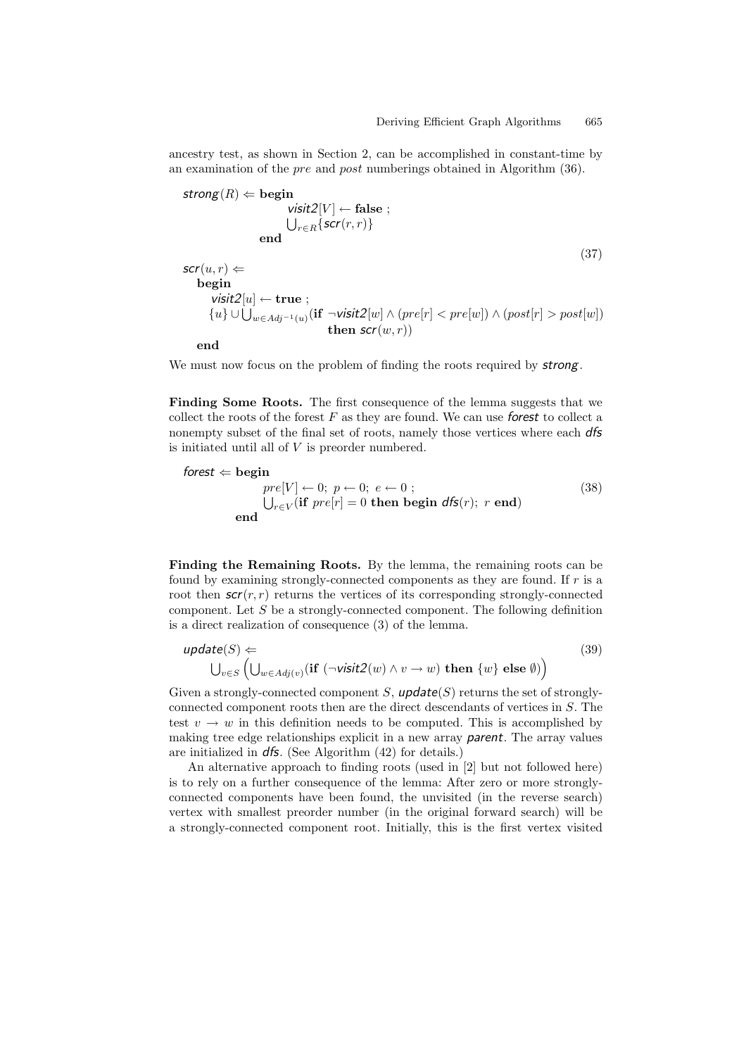ancestry test, as shown in Section 2, can be accomplished in constant-time by an examination of the *pre* and *post* numberings obtained in Algorithm (36).

$$
\begin{array}{l}
\textit{strong}(R) \Leftarrow \textbf{begin} \\
\qquad\qquad \textit{visit2}[V] \leftarrow \textbf{false} \; ; \\
\qquad\qquad \bigcup_{r \in R}\{\textit{scr}(r,r)\} \\
\qquad\quad \textbf{end} \\
\\
\textit{scr}(u,r) \Leftarrow \\
\quad \textbf{begin} \\
\qquad \textit{visit2}[u] \leftarrow \textbf{true} \; ; \\
\qquad \{u\} \cup \bigcup_{w \in Adj^{-1}(u)} (\textbf{if } \neg \textit{visit2}[w] \wedge (pre[r] < pre[w]) \wedge (post[r] > post[w]) \\
\qquad\qquad\qquad\qquad\qquad \textbf{then } \textit{scr}(w,r)) \\
\quad \textbf{end}
\end{array}
\tag{37}
$$

We must now focus on the problem of finding the roots required by ***strong***.

**Finding Some Roots.** The first consequence of the lemma suggests that we collect the roots of the forest $F$ as they are found. We can use ***forest*** to collect a nonempty subset of the final set of roots, namely those vertices where each ***dfs*** is initiated until all of $V$ is preorder numbered.

$$
\begin{array}{l}
\textit{forest} \Leftarrow \textbf{begin} \\
\qquad\qquad pre[V] \leftarrow 0; \; p \leftarrow 0; \; e \leftarrow 0 \; ; \\
\qquad\qquad \bigcup_{r \in V} (\textbf{if } pre[r] = 0 \textbf{ then begin } \textit{dfs}(r); \; r \textbf{ end}) \\
\qquad\quad \textbf{end}
\end{array}
\tag{38}
$$

**Finding the Remaining Roots.** By the lemma, the remaining roots can be found by examining strongly-connected components as they are found. If $r$ is a root then $\textit{scr}(r,r)$ returns the vertices of its corresponding strongly-connected component. Let $S$ be a strongly-connected component. The following definition is a direct realization of consequence (3) of the lemma.

$$
\begin{array}{l}
\textit{update}(S) \Leftarrow \\
\qquad \bigcup_{v \in S} \left( \bigcup_{w \in Adj(v)} (\textbf{if } (\neg \textit{visit2}(w) \wedge v \to w) \textbf{ then } \{w\} \textbf{ else } \emptyset) \right)
\end{array}
\tag{39}
$$

Given a strongly-connected component $S$, $\textit{update}(S)$ returns the set of strongly-connected component roots then are the direct descendants of vertices in $S$. The test $v \to w$ in this definition needs to be computed. This is accomplished by making tree edge relationships explicit in a new array ***parent***. The array values are initialized in ***dfs***. (See Algorithm (42) for details.)

An alternative approach to finding roots (used in [2] but not followed here) is to rely on a further consequence of the lemma: After zero or more strongly-connected components have been found, the unvisited (in the reverse search) vertex with smallest preorder number (in the original forward search) will be a strongly-connected component root. Initially, this is the first vertex visited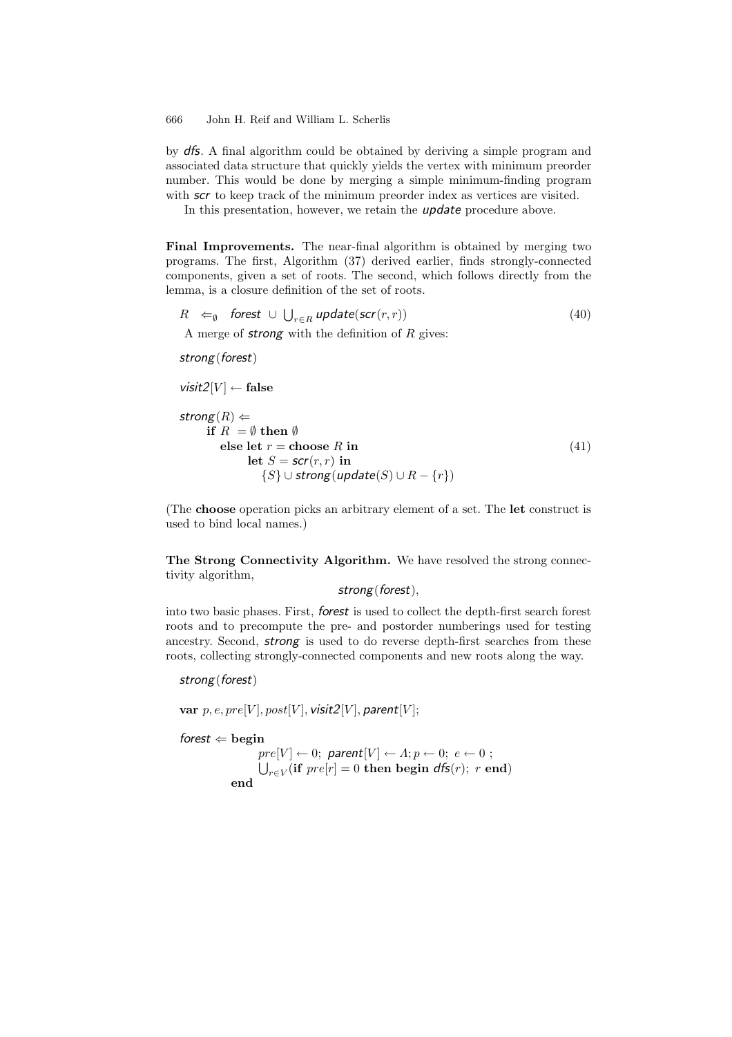by *dfs*. A final algorithm could be obtained by deriving a simple program and associated data structure that quickly yields the vertex with minimum preorder number. This would be done by merging a simple minimum-finding program with *scr* to keep track of the minimum preorder index as vertices are visited.

In this presentation, however, we retain the *update* procedure above.

**Final Improvements.** The near-final algorithm is obtained by merging two programs. The first, Algorithm (37) derived earlier, finds strongly-connected components, given a set of roots. The second, which follows directly from the lemma, is a closure definition of the set of roots.

$$R \;\Leftarrow_{\emptyset}\; \mathit{forest} \;\cup\; \bigcup_{r\in R} \mathit{update}(\mathit{scr}(r,r)) \tag{40}$$

A merge of *strong* with the definition of $R$ gives:

$$
\begin{array}{l}
\mathit{strong}(\mathit{forest}) \\[6pt]
\mathit{visit2}[V] \leftarrow \textbf{false} \\[6pt]
\mathit{strong}(R) \Leftarrow \\
\quad \textbf{if } R = \emptyset \textbf{ then } \emptyset \\
\quad\quad \textbf{else let } r = \textbf{choose } R \textbf{ in} \\
\quad\quad\quad \textbf{let } S = \mathit{scr}(r,r) \textbf{ in} \\
\quad\quad\quad\quad \{S\} \cup \mathit{strong}(\mathit{update}(S) \cup R - \{r\})
\end{array}
\tag{41}
$$

(The **choose** operation picks an arbitrary element of a set. The **let** construct is used to bind local names.)

**The Strong Connectivity Algorithm.** We have resolved the strong connectivity algorithm,

$$\mathit{strong}(\mathit{forest}),$$

into two basic phases. First, *forest* is used to collect the depth-first search forest roots and to precompute the pre- and postorder numberings used for testing ancestry. Second, *strong* is used to do reverse depth-first searches from these roots, collecting strongly-connected components and new roots along the way.

$$
\begin{array}{l}
\mathit{strong}(\mathit{forest}) \\[6pt]
\textbf{var } p, e, pre[V], post[V], \mathit{visit2}[V], \mathit{parent}[V]; \\[6pt]
\mathit{forest} \Leftarrow \textbf{begin} \\
\qquad\qquad pre[V] \leftarrow 0;\; \mathit{parent}[V] \leftarrow \Lambda; p \leftarrow 0;\; e \leftarrow 0\;; \\
\qquad\qquad \bigcup_{r\in V}(\textbf{if } pre[r] = 0 \textbf{ then begin } \mathit{dfs}(r);\; r \textbf{ end}) \\
\qquad \textbf{end}
\end{array}
$$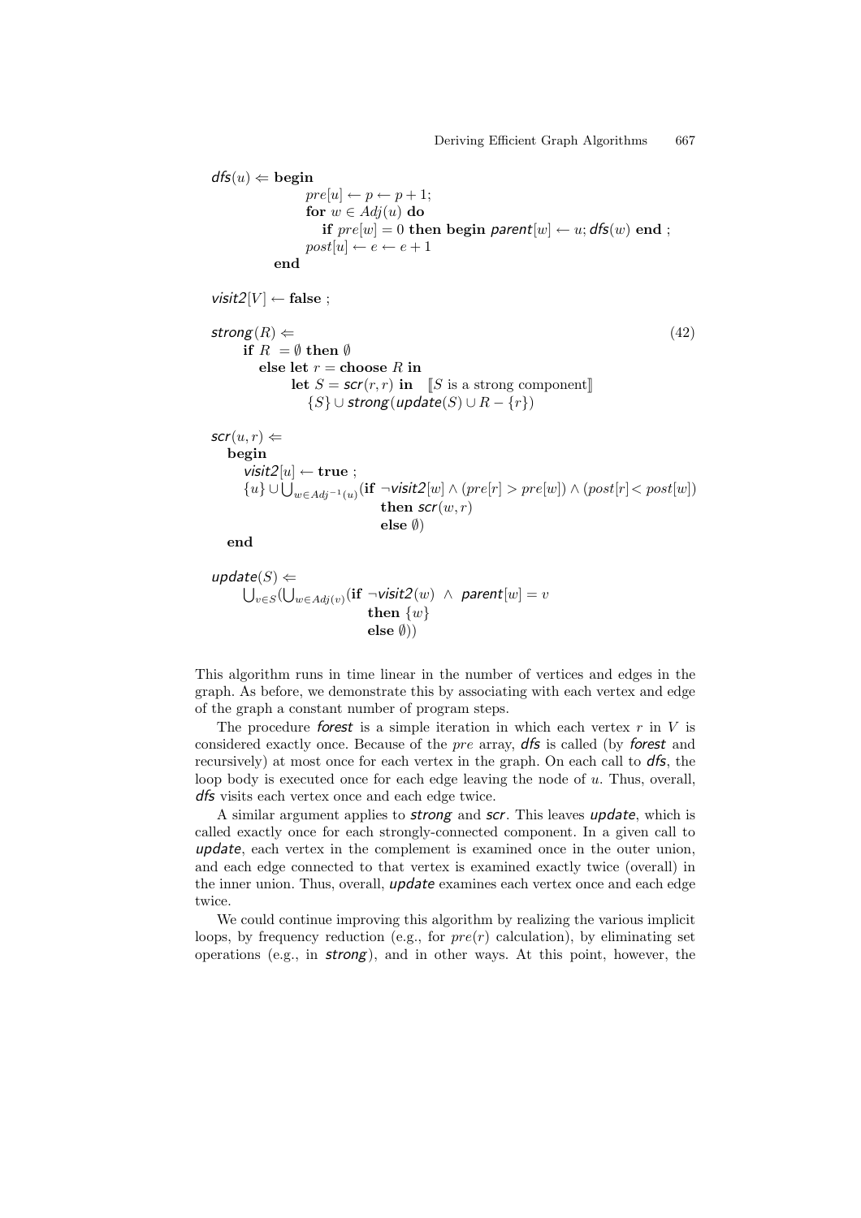```
dfs(u) ⇐ begin
            pre[u] ← p ← p + 1;
            for w ∈ Adj(u) do
               if pre[w] = 0 then begin parent[w] ← u; dfs(w) end ;
            post[u] ← e ← e + 1
         end

visit2[V] ← false ;

strong(R) ⇐                                                          (42)
      if R = ∅ then ∅
         else let r = choose R in
               let S = scr(r, r) in   ⟦S is a strong component⟧
                  {S} ∪ strong(update(S) ∪ R − {r})

scr(u, r) ⇐
   begin
      visit2[u] ← true ;
      {u} ∪ ⋃_{w∈Adj^{-1}(u)} (if ¬visit2[w] ∧ (pre[r] > pre[w]) ∧ (post[r] < post[w])
                               then scr(w, r)
                               else ∅)
   end

update(S) ⇐
      ⋃_{v∈S} (⋃_{w∈Adj(v)} (if ¬visit2(w) ∧ parent[w] = v
                             then {w}
                             else ∅))
```

This algorithm runs in time linear in the number of vertices and edges in the graph. As before, we demonstrate this by associating with each vertex and edge of the graph a constant number of program steps.

The procedure *forest* is a simple iteration in which each vertex $r$ in $V$ is considered exactly once. Because of the *pre* array, *dfs* is called (by *forest* and recursively) at most once for each vertex in the graph. On each call to *dfs*, the loop body is executed once for each edge leaving the node of $u$. Thus, overall, *dfs* visits each vertex once and each edge twice.

A similar argument applies to *strong* and *scr*. This leaves *update*, which is called exactly once for each strongly-connected component. In a given call to *update*, each vertex in the complement is examined once in the outer union, and each edge connected to that vertex is examined exactly twice (overall) in the inner union. Thus, overall, *update* examines each vertex once and each edge twice.

We could continue improving this algorithm by realizing the various implicit loops, by frequency reduction (e.g., for $pre(r)$ calculation), by eliminating set operations (e.g., in *strong*), and in other ways. At this point, however, the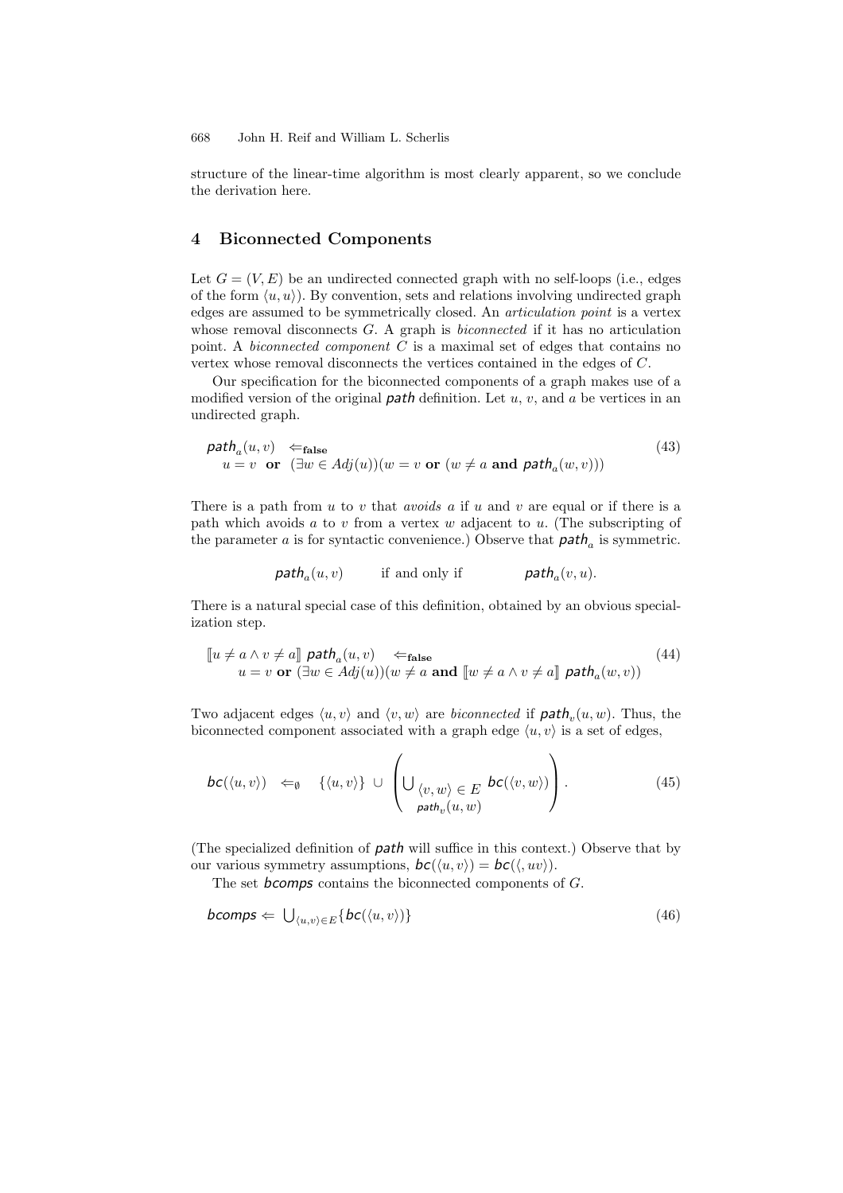structure of the linear-time algorithm is most clearly apparent, so we conclude the derivation here.

## 4 Biconnected Components

Let $G = (V, E)$ be an undirected connected graph with no self-loops (i.e., edges of the form $\langle u, u \rangle$). By convention, sets and relations involving undirected graph edges are assumed to be symmetrically closed. An *articulation point* is a vertex whose removal disconnects $G$. A graph is *biconnected* if it has no articulation point. A *biconnected component* $C$ is a maximal set of edges that contains no vertex whose removal disconnects the vertices contained in the edges of $C$.

Our specification for the biconnected components of a graph makes use of a modified version of the original *path* definition. Let $u$, $v$, and $a$ be vertices in an undirected graph.

$$\begin{aligned}&\mathit{path}_a(u, v) \quad \Leftarrow_{\mathbf{false}} \\ &\quad u = v \;\; \mathbf{or} \;\; (\exists w \in Adj(u))(w = v \;\mathbf{or}\; (w \neq a \;\mathbf{and}\; \mathit{path}_a(w, v)))\end{aligned} \tag{43}$$

There is a path from $u$ to $v$ that *avoids* $a$ if $u$ and $v$ are equal or if there is a path which avoids $a$ to $v$ from a vertex $w$ adjacent to $u$. (The subscripting of the parameter $a$ is for syntactic convenience.) Observe that $\mathit{path}_a$ is symmetric.

$$\mathit{path}_a(u, v) \qquad \text{if and only if} \qquad \mathit{path}_a(v, u).$$

There is a natural special case of this definition, obtained by an obvious specialization step.

$$\begin{aligned}&[\![u \neq a \wedge v \neq a]\!] \; \mathit{path}_a(u, v) \quad \Leftarrow_{\mathbf{false}} \\ &\quad u = v \;\mathbf{or}\; (\exists w \in Adj(u))(w \neq a \;\mathbf{and}\; [\![w \neq a \wedge v \neq a]\!] \; \mathit{path}_a(w, v))\end{aligned} \tag{44}$$

Two adjacent edges $\langle u, v \rangle$ and $\langle v, w \rangle$ are *biconnected* if $\mathit{path}_v(u, w)$. Thus, the biconnected component associated with a graph edge $\langle u, v \rangle$ is a set of edges,

$$\mathit{bc}(\langle u, v \rangle) \quad \Leftarrow_{\emptyset} \quad \{\langle u, v \rangle\} \;\cup\; \left( \bigcup_{\substack{\langle v, w \rangle \in E \\ \mathit{path}_v(u, w)}} \mathit{bc}(\langle v, w \rangle) \right). \tag{45}$$

(The specialized definition of *path* will suffice in this context.) Observe that by our various symmetry assumptions, $\mathit{bc}(\langle u, v \rangle) = \mathit{bc}(\langle, uv \rangle)$.

The set *bcomps* contains the biconnected components of $G$.

$$\mathit{bcomps} \Leftarrow \bigcup_{\langle u, v \rangle \in E} \{\mathit{bc}(\langle u, v \rangle)\} \tag{46}$$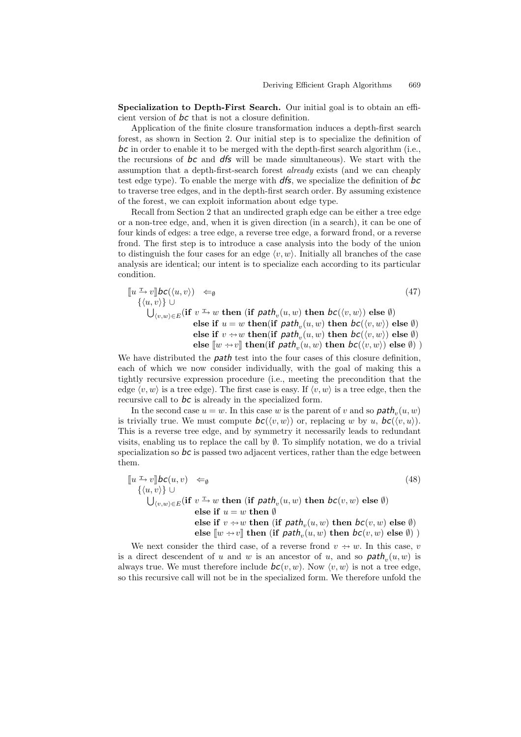**Specialization to Depth-First Search.** Our initial goal is to obtain an efficient version of $\mathit{bc}$ that is not a closure definition.

Application of the finite closure transformation induces a depth-first search forest, as shown in Section 2. Our initial step is to specialize the definition of $\mathit{bc}$ in order to enable it to be merged with the depth-first search algorithm (i.e., the recursions of $\mathit{bc}$ and $\mathit{dfs}$ will be made simultaneous). We start with the assumption that a depth-first-search forest *already* exists (and we can cheaply test edge type). To enable the merge with $\mathit{dfs}$, we specialize the definition of $\mathit{bc}$ to traverse tree edges, and in the depth-first search order. By assuming existence of the forest, we can exploit information about edge type.

Recall from Section 2 that an undirected graph edge can be either a tree edge or a non-tree edge, and, when it is given direction (in a search), it can be one of four kinds of edges: a tree edge, a reverse tree edge, a forward frond, or a reverse frond. The first step is to introduce a case analysis into the body of the union to distinguish the four cases for an edge $\langle v, w\rangle$. Initially all branches of the case analysis are identical; our intent is to specialize each according to its particular condition.

$$
\begin{aligned}
&[\![u \xrightarrow{\mathrm{T}} v]\!]\mathit{bc}(\langle u,v\rangle) \quad \Leftarrow_{\emptyset} \\
&\quad \{\langle u,v\rangle\} \cup \\
&\quad\quad \textstyle\bigcup_{\langle v,w\rangle \in E}(\textbf{if } v \xrightarrow{\mathrm{T}} w \textbf{ then } (\textbf{if } \mathit{path}_v(u,w) \textbf{ then } \mathit{bc}(\langle v,w\rangle) \textbf{ else } \emptyset) \\
&\quad\quad\quad\quad \textbf{else if } u = w \textbf{ then}(\textbf{if } \mathit{path}_v(u,w) \textbf{ then } \mathit{bc}(\langle v,w\rangle) \textbf{ else } \emptyset) \\
&\quad\quad\quad\quad \textbf{else if } v \dashrightarrow w \textbf{ then}(\textbf{if } \mathit{path}_v(u,w) \textbf{ then } \mathit{bc}(\langle v,w\rangle) \textbf{ else } \emptyset) \\
&\quad\quad\quad\quad \textbf{else } [\![w \dashrightarrow v]\!] \textbf{ then}(\textbf{if } \mathit{path}_v(u,w) \textbf{ then } \mathit{bc}(\langle v,w\rangle) \textbf{ else } \emptyset)\ )
\end{aligned}
\tag{47}
$$

We have distributed the $\mathit{path}$ test into the four cases of this closure definition, each of which we now consider individually, with the goal of making this a tightly recursive expression procedure (i.e., meeting the precondition that the edge $\langle v, w\rangle$ is a tree edge). The first case is easy. If $\langle v, w\rangle$ is a tree edge, then the recursive call to $\mathit{bc}$ is already in the specialized form.

In the second case $u = w$. In this case $w$ is the parent of $v$ and so $\mathit{path}_v(u, w)$ is trivially true. We must compute $\mathit{bc}(\langle v, w\rangle)$ or, replacing $w$ by $u$, $\mathit{bc}(\langle v, u\rangle)$. This is a reverse tree edge, and by symmetry it necessarily leads to redundant visits, enabling us to replace the call by $\emptyset$. To simplify notation, we do a trivial specialization so $\mathit{bc}$ is passed two adjacent vertices, rather than the edge between them.

$$
\begin{aligned}
&[\![u \xrightarrow{\mathrm{T}} v]\!]\mathit{bc}(u,v) \quad \Leftarrow_{\emptyset} \\
&\quad \{\langle u,v\rangle\} \cup \\
&\quad\quad \textstyle\bigcup_{\langle v,w\rangle \in E}(\textbf{if } v \xrightarrow{\mathrm{T}} w \textbf{ then } (\textbf{if } \mathit{path}_v(u,w) \textbf{ then } \mathit{bc}(v,w) \textbf{ else } \emptyset) \\
&\quad\quad\quad\quad \textbf{else if } u = w \textbf{ then } \emptyset \\
&\quad\quad\quad\quad \textbf{else if } v \dashrightarrow w \textbf{ then } (\textbf{if } \mathit{path}_v(u,w) \textbf{ then } \mathit{bc}(v,w) \textbf{ else } \emptyset) \\
&\quad\quad\quad\quad \textbf{else } [\![w \dashrightarrow v]\!] \textbf{ then } (\textbf{if } \mathit{path}_v(u,w) \textbf{ then } \mathit{bc}(v,w) \textbf{ else } \emptyset)\ )
\end{aligned}
\tag{48}
$$

We next consider the third case, of a reverse frond $v \dashrightarrow w$. In this case, $v$ is a direct descendent of $u$ and $w$ is an ancestor of $u$, and so $\mathit{path}_v(u, w)$ is always true. We must therefore include $\mathit{bc}(v, w)$. Now $\langle v, w\rangle$ is not a tree edge, so this recursive call will not be in the specialized form. We therefore unfold the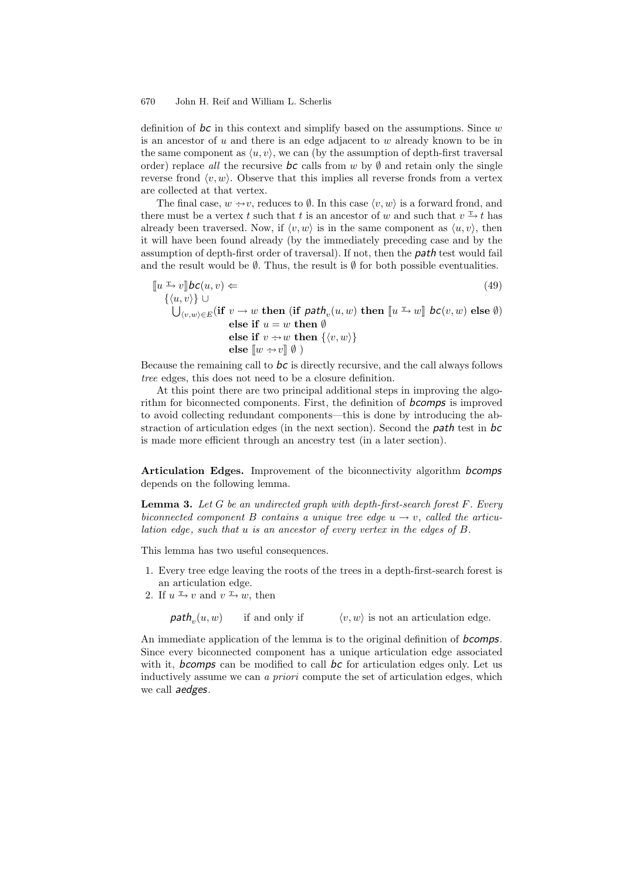definition of *bc* in this context and simplify based on the assumptions. Since $w$ is an ancestor of $u$ and there is an edge adjacent to $w$ already known to be in the same component as $\langle u, v\rangle$, we can (by the assumption of depth-first traversal order) replace *all* the recursive *bc* calls from $w$ by $\emptyset$ and retain only the single reverse frond $\langle v, w\rangle$. Observe that this implies all reverse fronds from a vertex are collected at that vertex.

The final case, $w \dashrightarrow v$, reduces to $\emptyset$. In this case $\langle v, w\rangle$ is a forward frond, and there must be a vertex $t$ such that $t$ is an ancestor of $w$ and such that $v \overset{\mathrm{T}}{\mapsto} t$ has already been traversed. Now, if $\langle v, w\rangle$ is in the same component as $\langle u, v\rangle$, then it will have been found already (by the immediately preceding case and by the assumption of depth-first order of traversal). If not, then the *path* test would fail and the result would be $\emptyset$. Thus, the result is $\emptyset$ for both possible eventualities.

$$
\begin{aligned}
&[\![u \overset{\mathrm{T}}{\mapsto} v]\!]\, \mathit{bc}(u, v) \Leftarrow \qquad\qquad\qquad\qquad\qquad\qquad\qquad\qquad\qquad\qquad (49)\\
&\quad \{\langle u, v\rangle\} \cup \\
&\quad \textstyle\bigcup_{\langle v,w\rangle \in E} (\textbf{if } v \to w \textbf{ then } (\textbf{if } \mathit{path}_v(u, w) \textbf{ then } [\![u \overset{\mathrm{T}}{\mapsto} w]\!]\ \mathit{bc}(v, w) \textbf{ else } \emptyset)\\
&\qquad\qquad\qquad \textbf{else if } u = w \textbf{ then } \emptyset\\
&\qquad\qquad\qquad \textbf{else if } v \dashrightarrow w \textbf{ then } \{\langle v, w\rangle\}\\
&\qquad\qquad\qquad \textbf{else } [\![w \dashrightarrow v]\!]\ \emptyset\ )
\end{aligned}
$$

Because the remaining call to *bc* is directly recursive, and the call always follows *tree* edges, this does not need to be a closure definition.

At this point there are two principal additional steps in improving the algorithm for biconnected components. First, the definition of *bcomps* is improved to avoid collecting redundant components—this is done by introducing the abstraction of articulation edges (in the next section). Second the *path* test in *bc* is made more efficient through an ancestry test (in a later section).

**Articulation Edges.** Improvement of the biconnectivity algorithm *bcomps* depends on the following lemma.

**Lemma 3.** *Let $G$ be an undirected graph with depth-first-search forest $F$. Every biconnected component $B$ contains a unique tree edge $u \to v$, called the articulation edge, such that $u$ is an ancestor of every vertex in the edges of $B$.*

This lemma has two useful consequences.

1. Every tree edge leaving the roots of the trees in a depth-first-search forest is an articulation edge.
2. If $u \overset{\mathrm{T}}{\mapsto} v$ and $v \overset{\mathrm{T}}{\mapsto} w$, then

   $\mathit{path}_v(u, w)$ if and only if $\langle v, w\rangle$ is not an articulation edge.

An immediate application of the lemma is to the original definition of *bcomps*. Since every biconnected component has a unique articulation edge associated with it, *bcomps* can be modified to call *bc* for articulation edges only. Let us inductively assume we can *a priori* compute the set of articulation edges, which we call *aedges*.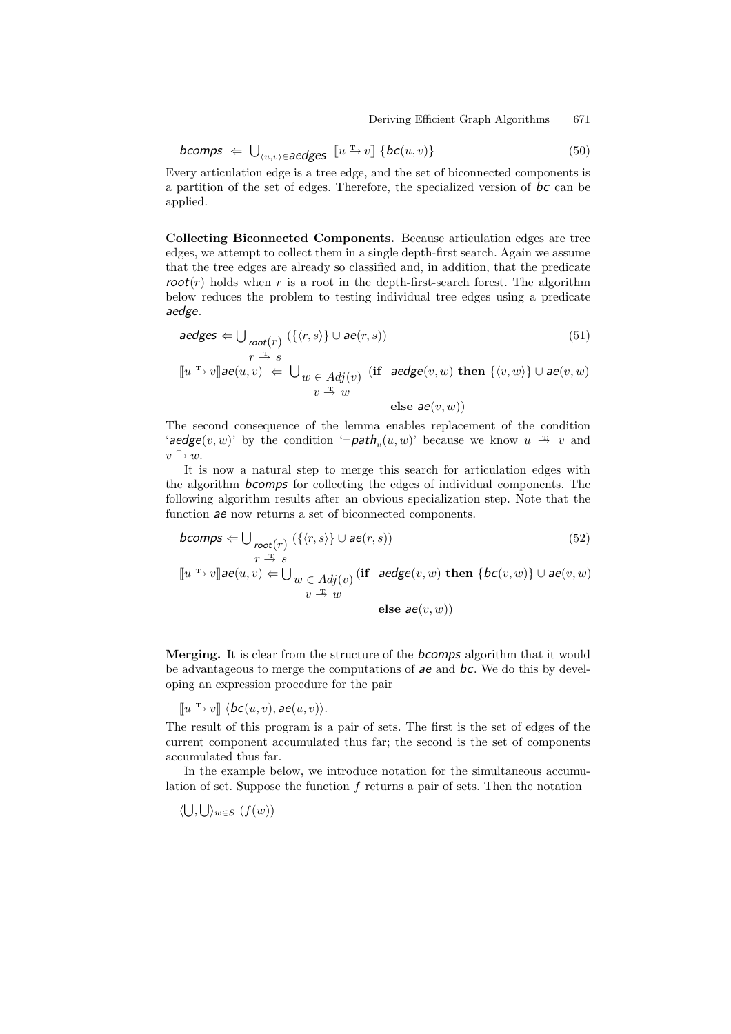$$\mathit{bcomps} \Leftarrow \bigcup_{\langle u,v\rangle \in \mathit{aedges}} [\![u \xrightarrow{\mathrm{T}} v]\!]\ \{\mathit{bc}(u,v)\} \tag{50}$$

Every articulation edge is a tree edge, and the set of biconnected components is a partition of the set of edges. Therefore, the specialized version of *bc* can be applied.

**Collecting Biconnected Components.** Because articulation edges are tree edges, we attempt to collect them in a single depth-first search. Again we assume that the tree edges are already so classified and, in addition, that the predicate $\mathit{root}(r)$ holds when $r$ is a root in the depth-first-search forest. The algorithm below reduces the problem to testing individual tree edges using a predicate *aedge*.

$$\mathit{aedges} \Leftarrow \bigcup_{\substack{\mathit{root}(r) \\ r \xrightarrow{\mathrm{T}} s}} (\{\langle r,s\rangle\} \cup \mathit{ae}(r,s)) \tag{51}$$

$$[\![u \xrightarrow{\mathrm{T}} v]\!]\mathit{ae}(u,v) \Leftarrow \bigcup_{\substack{w \in \mathit{Adj}(v) \\ v \xrightarrow{\mathrm{T}} w}} (\textbf{if}\ \ \mathit{aedge}(v,w)\ \textbf{then}\ \{\langle v,w\rangle\} \cup \mathit{ae}(v,w)\ \ \textbf{else}\ \mathit{ae}(v,w))$$

The second consequence of the lemma enables replacement of the condition '$\mathit{aedge}(v,w)$' by the condition '$\neg \mathit{path}_v(u,w)$' because we know $u \xrightarrow{\mathrm{T}} v$ and $v \xrightarrow{\mathrm{T}} w$.

It is now a natural step to merge this search for articulation edges with the algorithm *bcomps* for collecting the edges of individual components. The following algorithm results after an obvious specialization step. Note that the function *ae* now returns a set of biconnected components.

$$\mathit{bcomps} \Leftarrow \bigcup_{\substack{\mathit{root}(r) \\ r \xrightarrow{\mathrm{T}} s}} (\{\langle r,s\rangle\} \cup \mathit{ae}(r,s)) \tag{52}$$

$$[\![u \xrightarrow{\mathrm{T}} v]\!]\mathit{ae}(u,v) \Leftarrow \bigcup_{\substack{w \in \mathit{Adj}(v) \\ v \xrightarrow{\mathrm{T}} w}} (\textbf{if}\ \ \mathit{aedge}(v,w)\ \textbf{then}\ \{\mathit{bc}(v,w)\} \cup \mathit{ae}(v,w)\ \ \textbf{else}\ \mathit{ae}(v,w))$$

**Merging.** It is clear from the structure of the *bcomps* algorithm that it would be advantageous to merge the computations of *ae* and *bc*. We do this by developing an expression procedure for the pair

$$[\![u \xrightarrow{\mathrm{T}} v]\!]\ \langle \mathit{bc}(u,v), \mathit{ae}(u,v)\rangle.$$

The result of this program is a pair of sets. The first is the set of edges of the current component accumulated thus far; the second is the set of components accumulated thus far.

In the example below, we introduce notation for the simultaneous accumulation of set. Suppose the function $f$ returns a pair of sets. Then the notation

$$\langle \bigcup, \bigcup \rangle_{w \in S}\ (f(w))$$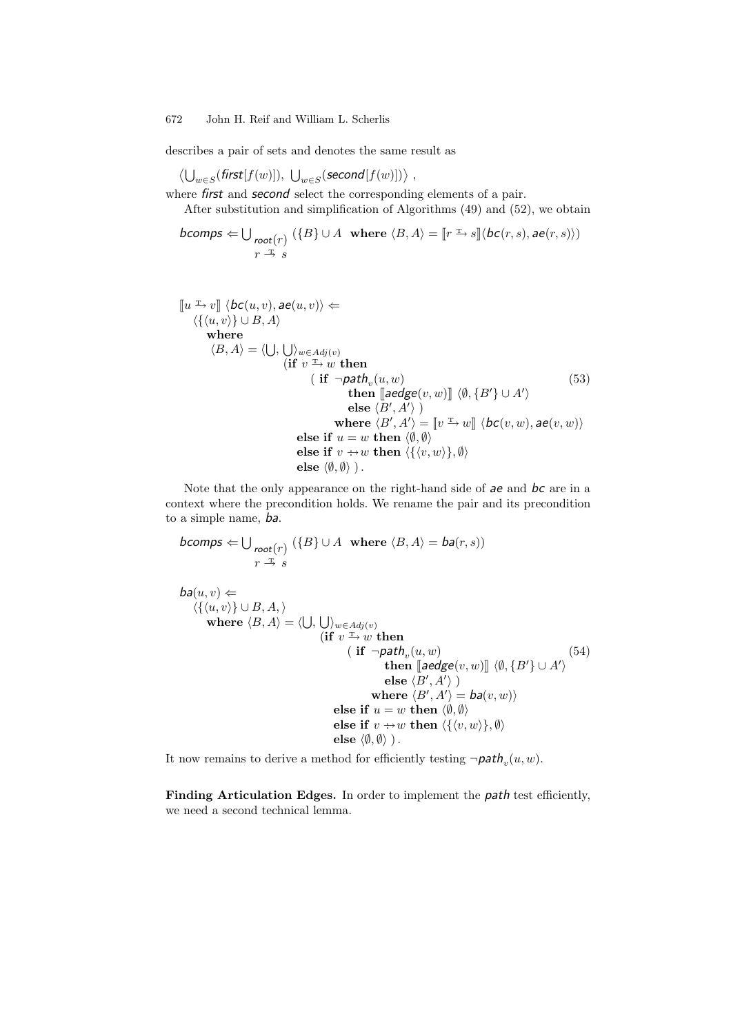describes a pair of sets and denotes the same result as

$$\left\langle \bigcup_{w \in S} (\textit{first}[f(w)]),\ \bigcup_{w \in S} (\textit{second}[f(w)]) \right\rangle ,$$

where *first* and *second* select the corresponding elements of a pair.

After substitution and simplification of Algorithms (49) and (52), we obtain

$$\textit{bcomps} \Leftarrow \bigcup_{\substack{\textit{root}(r) \\ r \xrightarrow{T} s}} (\{B\} \cup A \ \ \textbf{where}\ \langle B, A \rangle = [\![ r \xrightarrow{T} s ]\!] \langle \textit{bc}(r,s), \textit{ae}(r,s) \rangle)$$

$$
\begin{array}{ll}
[\![ u \xrightarrow{T} v ]\!]\ \langle \textit{bc}(u,v), \textit{ae}(u,v) \rangle \Leftarrow & \\
\quad \langle \{\langle u,v \rangle\} \cup B, A \rangle & \\
\qquad \textbf{where} & \\
\qquad \langle B, A \rangle = \langle \bigcup, \bigcup \rangle_{w \in Adj(v)} & \\
\qquad\qquad (\textbf{if}\ v \xrightarrow{T} w\ \textbf{then} & \\
\qquad\qquad\quad (\ \textbf{if}\ \neg \textit{path}_v(u,w) & (53) \\
\qquad\qquad\qquad \textbf{then}\ [\![ \textit{aedge}(v,w) ]\!]\ \langle \emptyset, \{B'\} \cup A' \rangle & \\
\qquad\qquad\qquad \textbf{else}\ \langle B', A' \rangle\ ) & \\
\qquad\qquad\qquad \textbf{where}\ \langle B', A' \rangle = [\![ v \xrightarrow{T} w ]\!]\ \langle \textit{bc}(v,w), \textit{ae}(v,w) \rangle & \\
\qquad\qquad \textbf{else if}\ u = w\ \textbf{then}\ \langle \emptyset, \emptyset \rangle & \\
\qquad\qquad \textbf{else if}\ v \dashrightarrow w\ \textbf{then}\ \langle \{\langle v,w \rangle\}, \emptyset \rangle & \\
\qquad\qquad \textbf{else}\ \langle \emptyset, \emptyset \rangle\ ) . &
\end{array}
$$

Note that the only appearance on the right-hand side of *ae* and *bc* are in a context where the precondition holds. We rename the pair and its precondition to a simple name, *ba*.

$$\textit{bcomps} \Leftarrow \bigcup_{\substack{\textit{root}(r) \\ r \xrightarrow{T} s}} (\{B\} \cup A \ \ \textbf{where}\ \langle B, A \rangle = \textit{ba}(r,s))$$

$$
\begin{array}{ll}
\textit{ba}(u,v) \Leftarrow & \\
\quad \langle \{\langle u,v \rangle\} \cup B, A, \rangle & \\
\qquad \textbf{where}\ \langle B, A \rangle = \langle \bigcup, \bigcup \rangle_{w \in Adj(v)} & \\
\qquad\qquad (\textbf{if}\ v \xrightarrow{T} w\ \textbf{then} & \\
\qquad\qquad\quad (\ \textbf{if}\ \neg \textit{path}_v(u,w) & (54) \\
\qquad\qquad\qquad \textbf{then}\ [\![ \textit{aedge}(v,w) ]\!]\ \langle \emptyset, \{B'\} \cup A' \rangle & \\
\qquad\qquad\qquad \textbf{else}\ \langle B', A' \rangle\ ) & \\
\qquad\qquad\qquad \textbf{where}\ \langle B', A' \rangle = \textit{ba}(v,w) \rangle & \\
\qquad\qquad \textbf{else if}\ u = w\ \textbf{then}\ \langle \emptyset, \emptyset \rangle & \\
\qquad\qquad \textbf{else if}\ v \dashrightarrow w\ \textbf{then}\ \langle \{\langle v,w \rangle\}, \emptyset \rangle & \\
\qquad\qquad \textbf{else}\ \langle \emptyset, \emptyset \rangle\ ) . &
\end{array}
$$

It now remains to derive a method for efficiently testing $\neg \textit{path}_v(u,w)$.

**Finding Articulation Edges.** In order to implement the *path* test efficiently, we need a second technical lemma.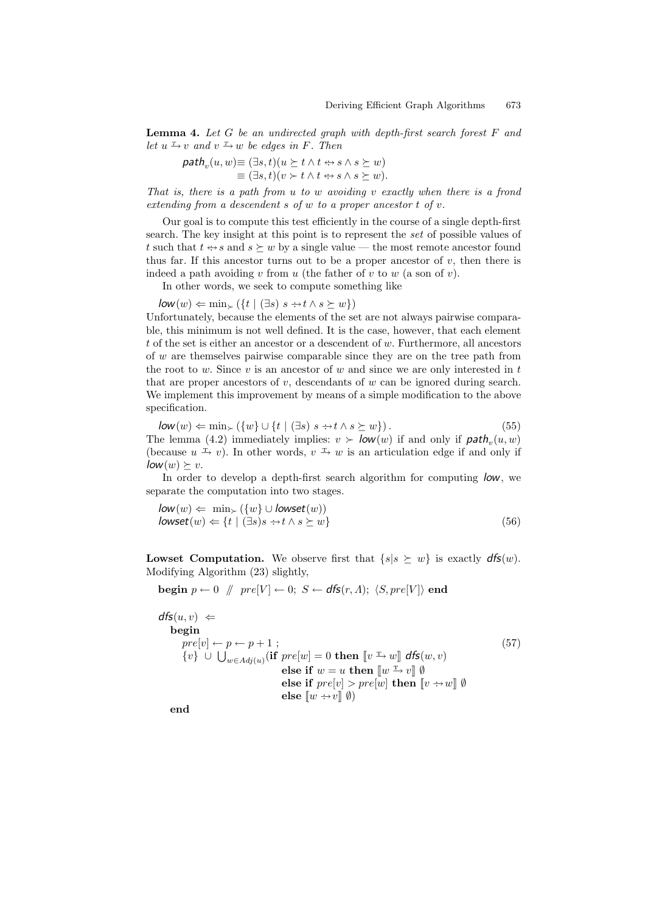**Lemma 4.** *Let $G$ be an undirected graph with depth-first search forest $F$ and let $u \stackrel{T}{\rightarrow} v$ and $v \stackrel{T}{\rightarrow} w$ be edges in $F$. Then*

$$\begin{aligned}\mathit{path}_v(u,w) &\equiv (\exists s,t)(u \succeq t \wedge t \leftrightarrow\!\!\!\!\!-\; s \wedge s \succeq w)\\ &\equiv (\exists s,t)(v \succ t \wedge t \leftrightarrow\!\!\!\!\!-\; s \wedge s \succeq w).\end{aligned}$$

*That is, there is a path from $u$ to $w$ avoiding $v$ exactly when there is a frond extending from a descendent $s$ of $w$ to a proper ancestor $t$ of $v$.*

Our goal is to compute this test efficiently in the course of a single depth-first search. The key insight at this point is to represent the *set* of possible values of $t$ such that $t \leftrightarrow\!\!\!\!\!-\; s$ and $s \succeq w$ by a single value — the most remote ancestor found thus far. If this ancestor turns out to be a proper ancestor of $v$, then there is indeed a path avoiding $v$ from $u$ (the father of $v$ to $w$ (a son of $v$).

In other words, we seek to compute something like

$\mathit{low}(w) \Leftarrow \min_{\succ}(\{t \mid (\exists s)\ s \dashrightarrow t \wedge s \succeq w\})$

Unfortunately, because the elements of the set are not always pairwise comparable, this minimum is not well defined. It is the case, however, that each element $t$ of the set is either an ancestor or a descendent of $w$. Furthermore, all ancestors of $w$ are themselves pairwise comparable since they are on the tree path from the root to $w$. Since $v$ is an ancestor of $w$ and since we are only interested in $t$ that are proper ancestors of $v$, descendants of $w$ can be ignored during search. We implement this improvement by means of a simple modification to the above specification.

$$\mathit{low}(w) \Leftarrow \min_{\succ}(\{w\} \cup \{t \mid (\exists s)\ s \dashrightarrow t \wedge s \succeq w\}). \tag{55}$$

The lemma (4.2) immediately implies: $v \succ \mathit{low}(w)$ if and only if $\mathit{path}_v(u,w)$ (because $u \stackrel{T}{\rightarrow} v$). In other words, $v \stackrel{T}{\rightarrow} w$ is an articulation edge if and only if $\mathit{low}(w) \succeq v$.

In order to develop a depth-first search algorithm for computing $\mathit{low}$, we separate the computation into two stages.

$$\begin{aligned}&\mathit{low}(w) \Leftarrow\ \min_{\succ}(\{w\} \cup \mathit{lowset}(w))\\ &\mathit{lowset}(w) \Leftarrow \{t \mid (\exists s) s \dashrightarrow t \wedge s \succeq w\}\end{aligned} \tag{56}$$

**Lowset Computation.** We observe first that $\{s | s \succeq w\}$ is exactly $\mathit{dfs}(w)$. Modifying Algorithm (23) slightly,

**begin** $p \leftarrow 0$ $/\!\!/$ $pre[V] \leftarrow 0;\ S \leftarrow \mathit{dfs}(r, \Lambda);\ \langle S, pre[V]\rangle$ **end**

$$\begin{aligned}
&\mathit{dfs}(u,v)\ \Leftarrow\\
&\quad\textbf{begin}\\
&\qquad pre[v] \leftarrow p \leftarrow p+1\ ;\\
&\qquad \{v\}\ \cup\ \textstyle\bigcup_{w \in Adj(u)}(\textbf{if } pre[w]=0 \textbf{ then } [\![v \stackrel{T}{\rightarrow} w]\!]\ \mathit{dfs}(w,v)\\
&\qquad\qquad\qquad\qquad \textbf{else if } w = u \textbf{ then } [\![w \stackrel{T}{\rightarrow} v]\!]\ \emptyset\\
&\qquad\qquad\qquad\qquad \textbf{else if } pre[v] > pre[w] \textbf{ then } [\![v \dashrightarrow w]\!]\ \emptyset\\
&\qquad\qquad\qquad\qquad \textbf{else } [\![w \dashrightarrow v]\!]\ \emptyset)\\
&\quad\textbf{end}
\end{aligned} \tag{57}$$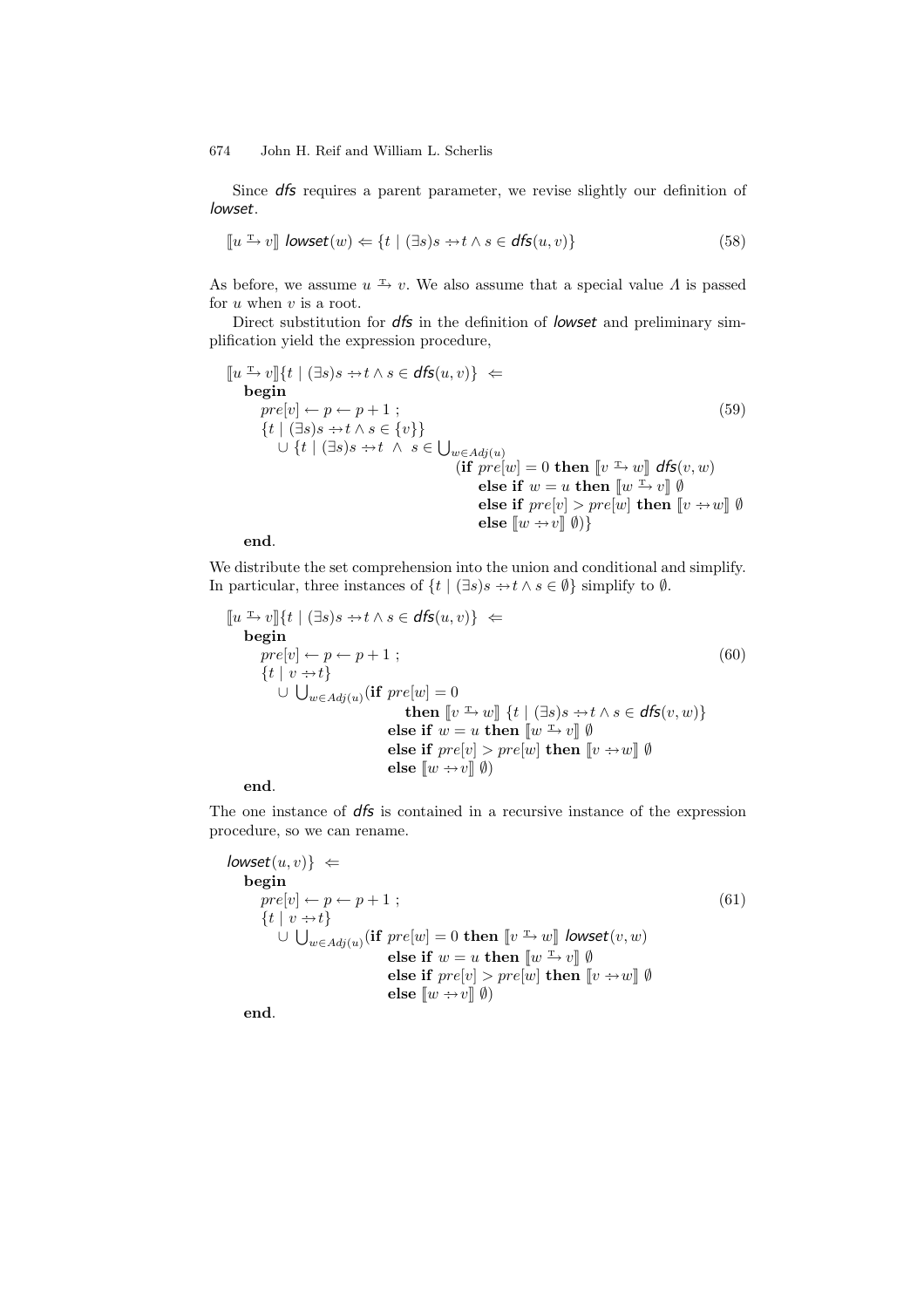Since *dfs* requires a parent parameter, we revise slightly our definition of *lowset*.

$$[\![u \overset{\mathrm{T}}{\mapsto} v]\!]\ \textit{lowset}(w) \Leftarrow \{t \mid (\exists s) s \dashrightarrow t \wedge s \in \textit{dfs}(u, v)\} \tag{58}$$

As before, we assume $u \overset{\mathrm{T}}{\mapsto} v$. We also assume that a special value $\Lambda$ is passed for $u$ when $v$ is a root.

Direct substitution for *dfs* in the definition of *lowset* and preliminary simplification yield the expression procedure,

$$
\begin{array}{l}
[\![u \overset{\mathrm{T}}{\mapsto} v]\!]\{t \mid (\exists s) s \dashrightarrow t \wedge s \in \textit{dfs}(u, v)\} \;\Leftarrow \\
\quad \textbf{begin} \\
\qquad pre[v] \leftarrow p \leftarrow p + 1\ ; \\
\qquad \{t \mid (\exists s) s \dashrightarrow t \wedge s \in \{v\}\} \\
\qquad\quad \cup\ \{t \mid (\exists s) s \dashrightarrow t \ \wedge\ s \in \bigcup_{w \in Adj(u)} \\
\qquad\qquad (\textbf{if } pre[w] = 0 \textbf{ then } [\![v \overset{\mathrm{T}}{\mapsto} w]\!]\ \textit{dfs}(v, w) \\
\qquad\qquad\quad \textbf{else if } w = u \textbf{ then } [\![w \overset{\mathrm{T}}{\mapsto} v]\!]\ \emptyset \\
\qquad\qquad\quad \textbf{else if } pre[v] > pre[w] \textbf{ then } [\![v \dashrightarrow w]\!]\ \emptyset \\
\qquad\qquad\quad \textbf{else } [\![w \dashrightarrow v]\!]\ \emptyset)\} \\
\quad \textbf{end}.
\end{array}
\tag{59}
$$

We distribute the set comprehension into the union and conditional and simplify. In particular, three instances of $\{t \mid (\exists s) s \dashrightarrow t \wedge s \in \emptyset\}$ simplify to $\emptyset$.

$$
\begin{array}{l}
[\![u \overset{\mathrm{T}}{\mapsto} v]\!]\{t \mid (\exists s) s \dashrightarrow t \wedge s \in \textit{dfs}(u, v)\} \;\Leftarrow \\
\quad \textbf{begin} \\
\qquad pre[v] \leftarrow p \leftarrow p + 1\ ; \\
\qquad \{t \mid v \dashrightarrow t\} \\
\qquad\quad \cup\ \bigcup_{w \in Adj(u)} (\textbf{if } pre[w] = 0 \\
\qquad\qquad\qquad \textbf{then } [\![v \overset{\mathrm{T}}{\mapsto} w]\!]\ \{t \mid (\exists s) s \dashrightarrow t \wedge s \in \textit{dfs}(v, w)\} \\
\qquad\qquad \textbf{else if } w = u \textbf{ then } [\![w \overset{\mathrm{T}}{\mapsto} v]\!]\ \emptyset \\
\qquad\qquad \textbf{else if } pre[v] > pre[w] \textbf{ then } [\![v \dashrightarrow w]\!]\ \emptyset \\
\qquad\qquad \textbf{else } [\![w \dashrightarrow v]\!]\ \emptyset) \\
\quad \textbf{end}.
\end{array}
\tag{60}
$$

The one instance of *dfs* is contained in a recursive instance of the expression procedure, so we can rename.

$$
\begin{array}{l}
\textit{lowset}(u, v)\} \;\Leftarrow \\
\quad \textbf{begin} \\
\qquad pre[v] \leftarrow p \leftarrow p + 1\ ; \\
\qquad \{t \mid v \dashrightarrow t\} \\
\qquad\quad \cup\ \bigcup_{w \in Adj(u)} (\textbf{if } pre[w] = 0 \textbf{ then } [\![v \overset{\mathrm{T}}{\mapsto} w]\!]\ \textit{lowset}(v, w) \\
\qquad\qquad \textbf{else if } w = u \textbf{ then } [\![w \overset{\mathrm{T}}{\mapsto} v]\!]\ \emptyset \\
\qquad\qquad \textbf{else if } pre[v] > pre[w] \textbf{ then } [\![v \dashrightarrow w]\!]\ \emptyset \\
\qquad\qquad \textbf{else } [\![w \dashrightarrow v]\!]\ \emptyset) \\
\quad \textbf{end}.
\end{array}
\tag{61}
$$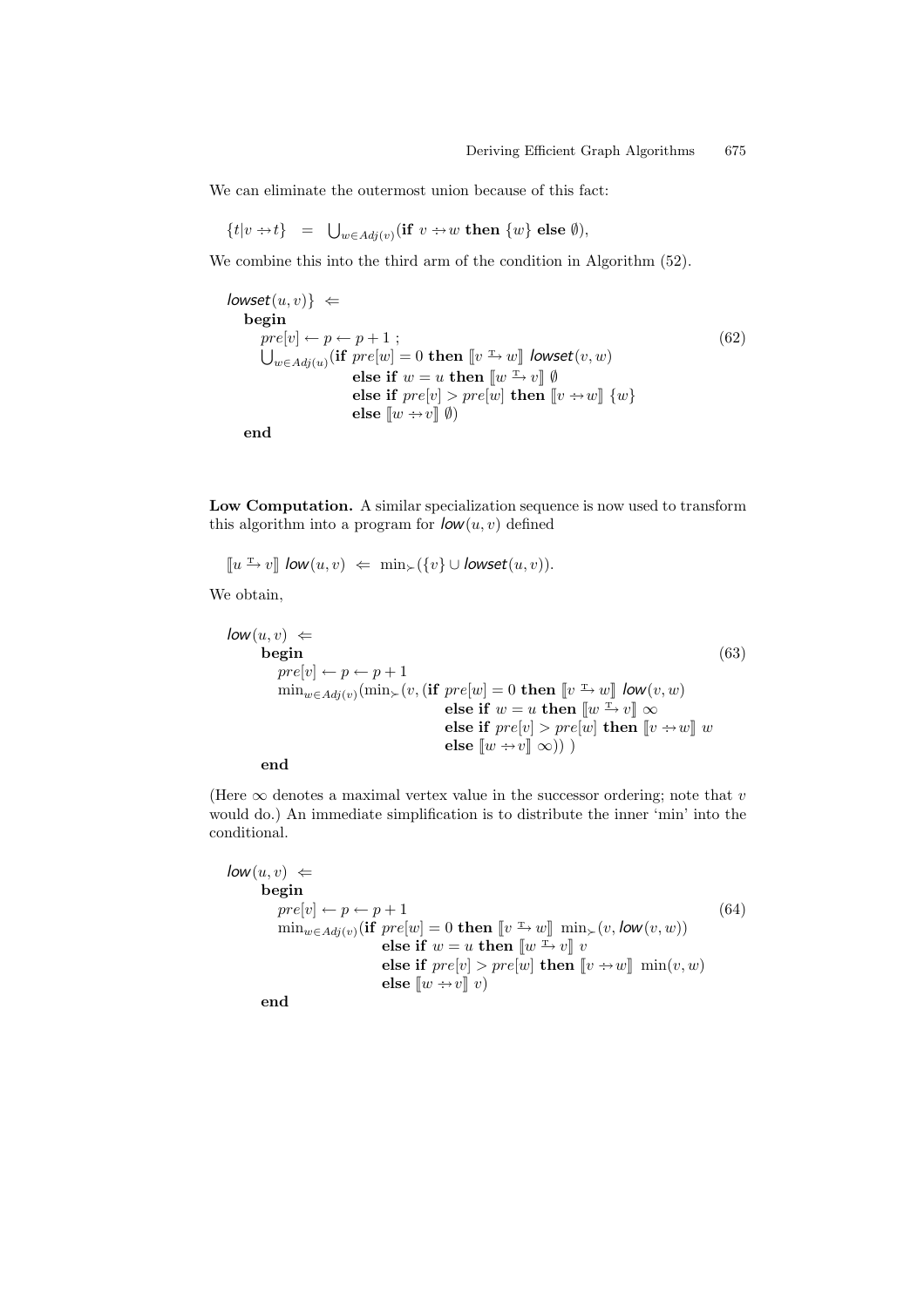We can eliminate the outermost union because of this fact:

$$\{t | v \dashrightarrow t\} \quad = \quad \bigcup_{w \in Adj(v)} (\textbf{if } v \dashrightarrow w \textbf{ then } \{w\} \textbf{ else } \emptyset),$$

We combine this into the third arm of the condition in Algorithm (52).

$$
\begin{array}{l}
\mathit{lowset}(u, v)\} \;\Leftarrow \\
\quad \textbf{begin} \\
\quad\quad pre[v] \leftarrow p \leftarrow p + 1 \;; \\
\quad\quad \bigcup_{w \in Adj(u)} (\textbf{if } pre[w] = 0 \textbf{ then } [\![ v \stackrel{\mathrm{T}}{\mapsto} w ]\!] \; \mathit{lowset}(v, w) \\
\quad\quad\quad\quad\quad\quad \textbf{else if } w = u \textbf{ then } [\![ w \stackrel{\mathrm{T}}{\mapsto} v ]\!] \; \emptyset \\
\quad\quad\quad\quad\quad\quad \textbf{else if } pre[v] > pre[w] \textbf{ then } [\![ v \dashrightarrow w ]\!] \; \{w\} \\
\quad\quad\quad\quad\quad\quad \textbf{else } [\![ w \dashrightarrow v ]\!] \; \emptyset) \\
\quad \textbf{end}
\end{array}
\tag{62}
$$

**Low Computation.** A similar specialization sequence is now used to transform this algorithm into a program for $\mathit{low}(u, v)$ defined

$$[\![ u \stackrel{\mathrm{T}}{\mapsto} v ]\!] \; \mathit{low}(u, v) \;\Leftarrow\; \min_{\succ}(\{v\} \cup \mathit{lowset}(u, v)).$$

We obtain,

$$
\begin{array}{l}
\mathit{low}(u, v) \;\Leftarrow \\
\quad\quad \textbf{begin} \\
\quad\quad\quad pre[v] \leftarrow p \leftarrow p + 1 \\
\quad\quad\quad \min_{w \in Adj(v)} (\min_{\succ}(v, (\textbf{if } pre[w] = 0 \textbf{ then } [\![ v \stackrel{\mathrm{T}}{\mapsto} w ]\!] \; \mathit{low}(v, w) \\
\quad\quad\quad\quad\quad\quad\quad\quad\quad\quad \textbf{else if } w = u \textbf{ then } [\![ w \stackrel{\mathrm{T}}{\mapsto} v ]\!] \; \infty \\
\quad\quad\quad\quad\quad\quad\quad\quad\quad\quad \textbf{else if } pre[v] > pre[w] \textbf{ then } [\![ v \dashrightarrow w ]\!] \; w \\
\quad\quad\quad\quad\quad\quad\quad\quad\quad\quad \textbf{else } [\![ w \dashrightarrow v ]\!] \; \infty)) \;) \\
\quad\quad \textbf{end}
\end{array}
\tag{63}
$$

(Here $\infty$ denotes a maximal vertex value in the successor ordering; note that $v$ would do.) An immediate simplification is to distribute the inner 'min' into the conditional.

$$
\begin{array}{l}
\mathit{low}(u, v) \;\Leftarrow \\
\quad\quad \textbf{begin} \\
\quad\quad\quad pre[v] \leftarrow p \leftarrow p + 1 \\
\quad\quad\quad \min_{w \in Adj(v)} (\textbf{if } pre[w] = 0 \textbf{ then } [\![ v \stackrel{\mathrm{T}}{\mapsto} w ]\!] \; \min_{\succ}(v, \mathit{low}(v, w)) \\
\quad\quad\quad\quad\quad\quad\quad \textbf{else if } w = u \textbf{ then } [\![ w \stackrel{\mathrm{T}}{\mapsto} v ]\!] \; v \\
\quad\quad\quad\quad\quad\quad\quad \textbf{else if } pre[v] > pre[w] \textbf{ then } [\![ v \dashrightarrow w ]\!] \; \min(v, w) \\
\quad\quad\quad\quad\quad\quad\quad \textbf{else } [\![ w \dashrightarrow v ]\!] \; v) \\
\quad\quad \textbf{end}
\end{array}
\tag{64}
$$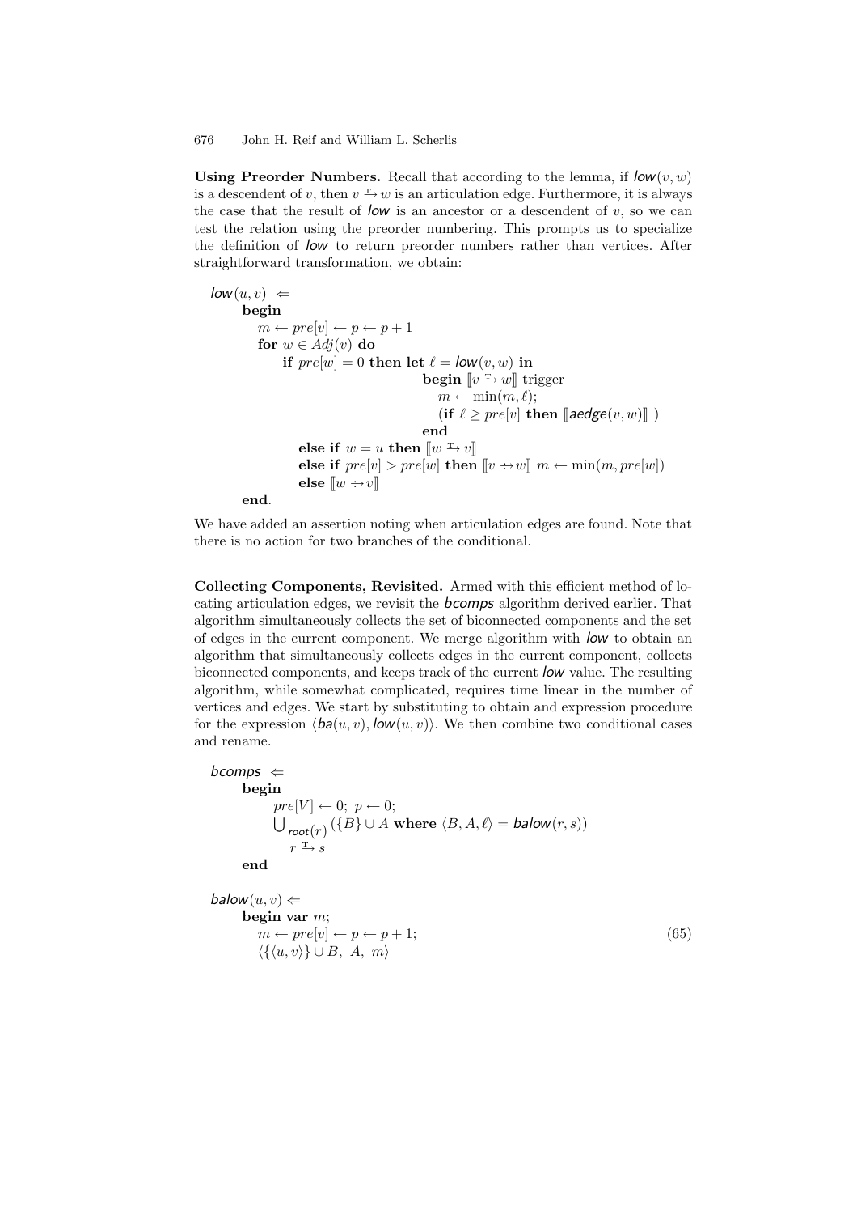**Using Preorder Numbers.** Recall that according to the lemma, if *low*$(v, w)$ is a descendent of $v$, then $v \overset{\mathrm{T}}{\rightarrow} w$ is an articulation edge. Furthermore, it is always the case that the result of *low* is an ancestor or a descendent of $v$, so we can test the relation using the preorder numbering. This prompts us to specialize the definition of *low* to return preorder numbers rather than vertices. After straightforward transformation, we obtain:

```
low(u, v)  ⇐
    begin
        m ← pre[v] ← p ← p + 1
        for w ∈ Adj(v) do
            if pre[w] = 0 then let ℓ = low(v, w) in
                                begin ⟦v →T w⟧ trigger
                                    m ← min(m, ℓ);
                                    (if ℓ ≥ pre[v] then ⟦aedge(v, w)⟧ )
                                end
              else if w = u then ⟦w →T v⟧
              else if pre[v] > pre[w] then ⟦v ⇢ w⟧ m ← min(m, pre[w])
              else ⟦w ⇢ v⟧
    end.
```

We have added an assertion noting when articulation edges are found. Note that there is no action for two branches of the conditional.

**Collecting Components, Revisited.** Armed with this efficient method of locating articulation edges, we revisit the *bcomps* algorithm derived earlier. That algorithm simultaneously collects the set of biconnected components and the set of edges in the current component. We merge algorithm with *low* to obtain an algorithm that simultaneously collects edges in the current component, collects biconnected components, and keeps track of the current *low* value. The resulting algorithm, while somewhat complicated, requires time linear in the number of vertices and edges. We start by substituting to obtain and expression procedure for the expression $\langle \mathit{ba}(u, v), \mathit{low}(u, v)\rangle$. We then combine two conditional cases and rename.

```
bcomps  ⇐
    begin
        pre[V] ← 0;  p ← 0;
        ⋃_{root(r), r →T s} ({B} ∪ A where ⟨B, A, ℓ⟩ = balow(r, s))
    end

balow(u, v) ⇐
    begin var m;
        m ← pre[v] ← p ← p + 1;                                        (65)
        ⟨{⟨u, v⟩} ∪ B,  A,  m⟩
```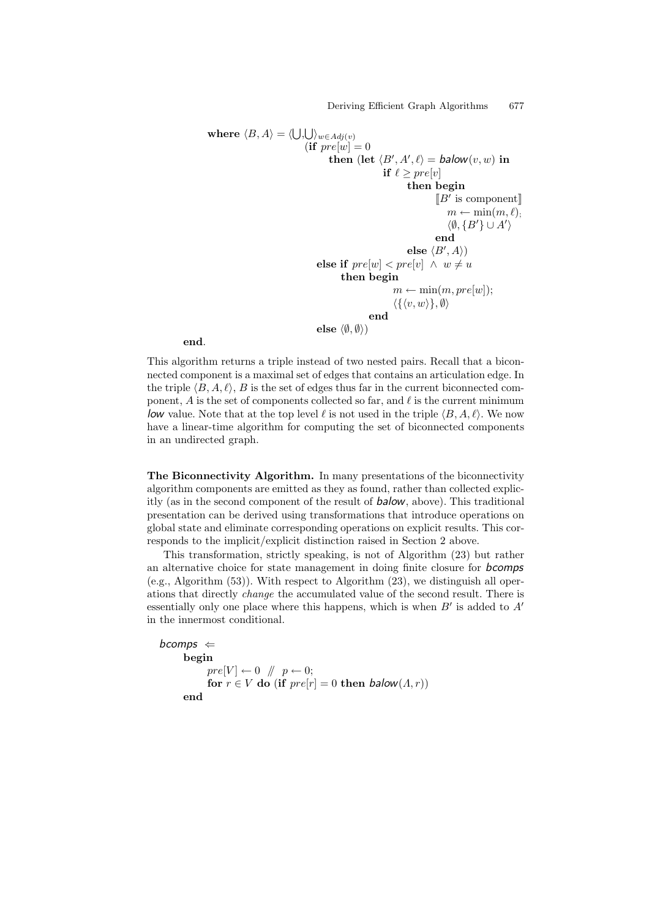```
where ⟨B, A⟩ = ⟨⋃,⋃⟩_{w∈Adj(v)}
                  (if pre[w] = 0
                     then (let ⟨B′, A′, ℓ⟩ = balow(v, w) in
                              if ℓ ≥ pre[v]
                                 then begin
                                         ⟦B′ is component⟧
                                         m ← min(m, ℓ);
                                         ⟨∅, {B′} ∪ A′⟩
                                      end
                                 else ⟨B′, A⟩)
                   else if pre[w] < pre[v] ∧ w ≠ u
                      then begin
                              m ← min(m, pre[w]);
                              ⟨{⟨v, w⟩}, ∅⟩
                           end
                   else ⟨∅, ∅⟩)
end.
```

This algorithm returns a triple instead of two nested pairs. Recall that a biconnected component is a maximal set of edges that contains an articulation edge. In the triple $\langle B, A, \ell \rangle$, $B$ is the set of edges thus far in the current biconnected component, $A$ is the set of components collected so far, and $\ell$ is the current minimum *low* value. Note that at the top level $\ell$ is not used in the triple $\langle B, A, \ell \rangle$. We now have a linear-time algorithm for computing the set of biconnected components in an undirected graph.

**The Biconnectivity Algorithm.** In many presentations of the biconnectivity algorithm components are emitted as they as found, rather than collected explicitly (as in the second component of the result of *balow*, above). This traditional presentation can be derived using transformations that introduce operations on global state and eliminate corresponding operations on explicit results. This corresponds to the implicit/explicit distinction raised in Section 2 above.

This transformation, strictly speaking, is not of Algorithm (23) but rather an alternative choice for state management in doing finite closure for *bcomps* (e.g., Algorithm (53)). With respect to Algorithm (23), we distinguish all operations that directly *change* the accumulated value of the second result. There is essentially only one place where this happens, which is when $B'$ is added to $A'$ in the innermost conditional.

```
bcomps ⇐
    begin
        pre[V] ← 0  //  p ← 0;
        for r ∈ V do (if pre[r] = 0 then balow(Λ, r))
    end
```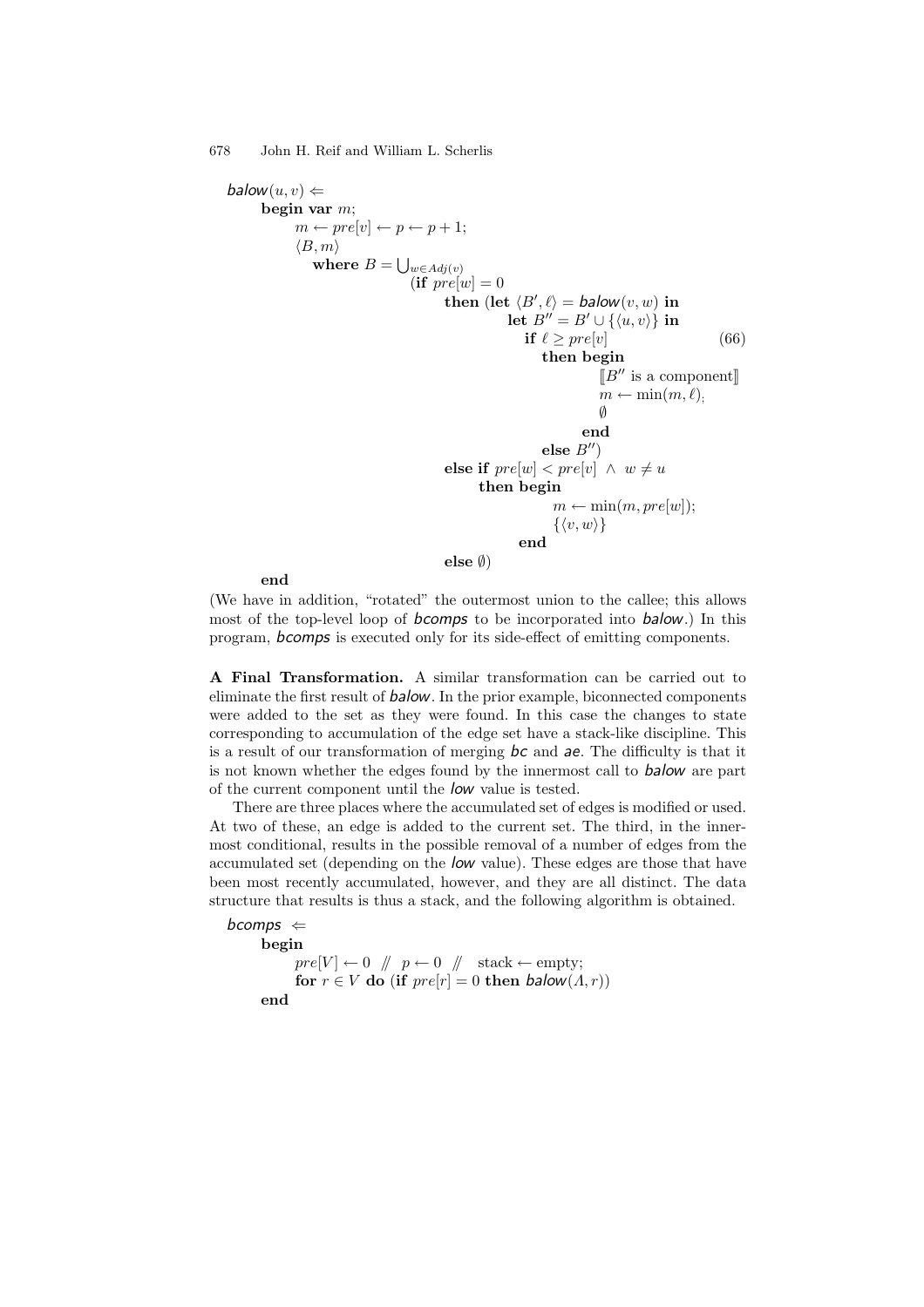```
balow(u, v) ⇐
    begin var m;
        m ← pre[v] ← p ← p + 1;
        ⟨B, m⟩
          where B = ⋃_{w ∈ Adj(v)}
                         (if pre[w] = 0
                             then (let ⟨B′, ℓ⟩ = balow(v, w) in
                                      let B″ = B′ ∪ {⟨u, v⟩} in
                                        if ℓ ≥ pre[v]                        (66)
                                          then begin
                                                 ⟦B″ is a component⟧
                                                 m ← min(m, ℓ);
                                                 ∅
                                               end
                                          else B″)
                             else if pre[w] < pre[v]  ∧  w ≠ u
                                   then begin
                                            m ← min(m, pre[w]);
                                            {⟨v, w⟩}
                                        end
                             else ∅)
    end
```

(We have in addition, "rotated" the outermost union to the callee; this allows most of the top-level loop of *bcomps* to be incorporated into *balow*.) In this program, *bcomps* is executed only for its side-effect of emitting components.

**A Final Transformation.** A similar transformation can be carried out to eliminate the first result of *balow*. In the prior example, biconnected components were added to the set as they were found. In this case the changes to state corresponding to accumulation of the edge set have a stack-like discipline. This is a result of our transformation of merging *bc* and *ae*. The difficulty is that it is not known whether the edges found by the innermost call to *balow* are part of the current component until the *low* value is tested.

There are three places where the accumulated set of edges is modified or used. At two of these, an edge is added to the current set. The third, in the innermost conditional, results in the possible removal of a number of edges from the accumulated set (depending on the *low* value). These edges are those that have been most recently accumulated, however, and they are all distinct. The data structure that results is thus a stack, and the following algorithm is obtained.

```
bcomps ⇐
    begin
        pre[V] ← 0  //  p ← 0  //   stack ← empty;
        for r ∈ V do (if pre[r] = 0 then balow(Λ, r))
    end
```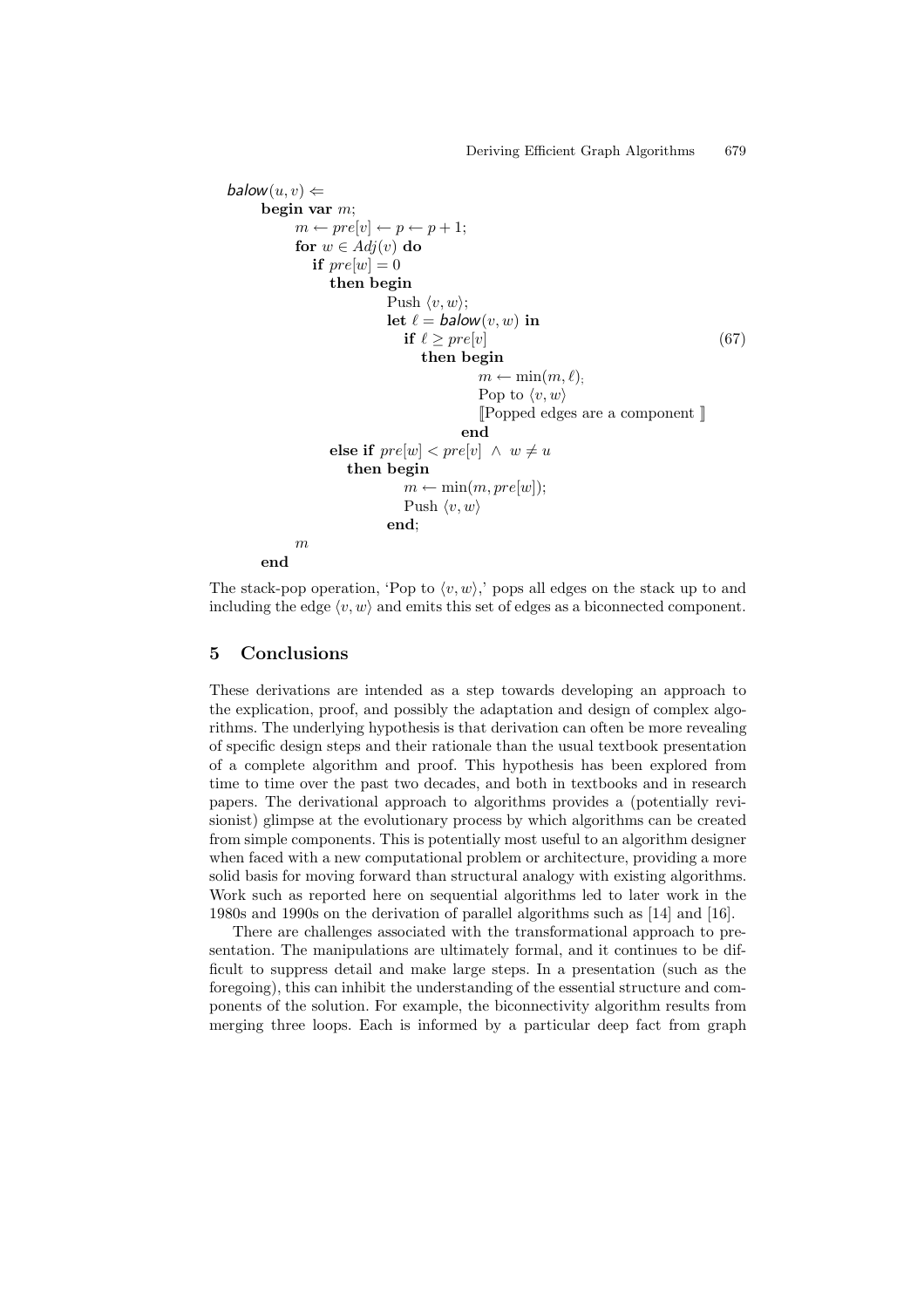```
balow(u, v) ⇐
    begin var m;
        m ← pre[v] ← p ← p + 1;
        for w ∈ Adj(v) do
          if pre[w] = 0
            then begin
                    Push ⟨v, w⟩;
                    let ℓ = balow(v, w) in
                      if ℓ ≥ pre[v]                                        (67)
                        then begin
                                m ← min(m, ℓ),
                                Pop to ⟨v, w⟩
                                ⟦Popped edges are a component ⟧
                             end
            else if pre[w] < pre[v]  ∧  w ≠ u
              then begin
                      m ← min(m, pre[w]);
                      Push ⟨v, w⟩
                   end;
        m
    end
```

The stack-pop operation, 'Pop to $\langle v, w\rangle$,' pops all edges on the stack up to and including the edge $\langle v, w\rangle$ and emits this set of edges as a biconnected component.

## 5 Conclusions

These derivations are intended as a step towards developing an approach to the explication, proof, and possibly the adaptation and design of complex algorithms. The underlying hypothesis is that derivation can often be more revealing of specific design steps and their rationale than the usual textbook presentation of a complete algorithm and proof. This hypothesis has been explored from time to time over the past two decades, and both in textbooks and in research papers. The derivational approach to algorithms provides a (potentially revisionist) glimpse at the evolutionary process by which algorithms can be created from simple components. This is potentially most useful to an algorithm designer when faced with a new computational problem or architecture, providing a more solid basis for moving forward than structural analogy with existing algorithms. Work such as reported here on sequential algorithms led to later work in the 1980s and 1990s on the derivation of parallel algorithms such as [14] and [16].

There are challenges associated with the transformational approach to presentation. The manipulations are ultimately formal, and it continues to be difficult to suppress detail and make large steps. In a presentation (such as the foregoing), this can inhibit the understanding of the essential structure and components of the solution. For example, the biconnectivity algorithm results from merging three loops. Each is informed by a particular deep fact from graph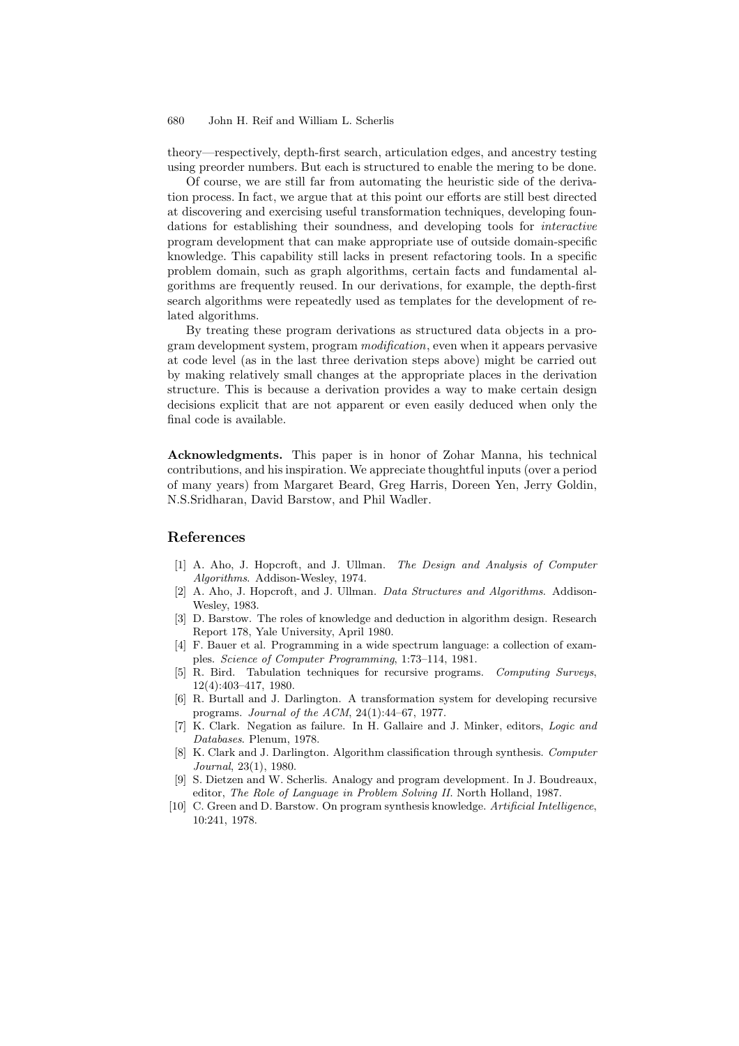theory—respectively, depth-first search, articulation edges, and ancestry testing using preorder numbers. But each is structured to enable the mering to be done.

Of course, we are still far from automating the heuristic side of the derivation process. In fact, we argue that at this point our efforts are still best directed at discovering and exercising useful transformation techniques, developing foundations for establishing their soundness, and developing tools for *interactive* program development that can make appropriate use of outside domain-specific knowledge. This capability still lacks in present refactoring tools. In a specific problem domain, such as graph algorithms, certain facts and fundamental algorithms are frequently reused. In our derivations, for example, the depth-first search algorithms were repeatedly used as templates for the development of related algorithms.

By treating these program derivations as structured data objects in a program development system, program *modification*, even when it appears pervasive at code level (as in the last three derivation steps above) might be carried out by making relatively small changes at the appropriate places in the derivation structure. This is because a derivation provides a way to make certain design decisions explicit that are not apparent or even easily deduced when only the final code is available.

**Acknowledgments.** This paper is in honor of Zohar Manna, his technical contributions, and his inspiration. We appreciate thoughtful inputs (over a period of many years) from Margaret Beard, Greg Harris, Doreen Yen, Jerry Goldin, N.S.Sridharan, David Barstow, and Phil Wadler.

## References

[1] A. Aho, J. Hopcroft, and J. Ullman. *The Design and Analysis of Computer Algorithms*. Addison-Wesley, 1974.

[2] A. Aho, J. Hopcroft, and J. Ullman. *Data Structures and Algorithms*. Addison-Wesley, 1983.

[3] D. Barstow. The roles of knowledge and deduction in algorithm design. Research Report 178, Yale University, April 1980.

[4] F. Bauer et al. Programming in a wide spectrum language: a collection of examples. *Science of Computer Programming*, 1:73–114, 1981.

[5] R. Bird. Tabulation techniques for recursive programs. *Computing Surveys*, 12(4):403–417, 1980.

[6] R. Burtall and J. Darlington. A transformation system for developing recursive programs. *Journal of the ACM*, 24(1):44–67, 1977.

[7] K. Clark. Negation as failure. In H. Gallaire and J. Minker, editors, *Logic and Databases*. Plenum, 1978.

[8] K. Clark and J. Darlington. Algorithm classification through synthesis. *Computer Journal*, 23(1), 1980.

[9] S. Dietzen and W. Scherlis. Analogy and program development. In J. Boudreaux, editor, *The Role of Language in Problem Solving II*. North Holland, 1987.

[10] C. Green and D. Barstow. On program synthesis knowledge. *Artificial Intelligence*, 10:241, 1978.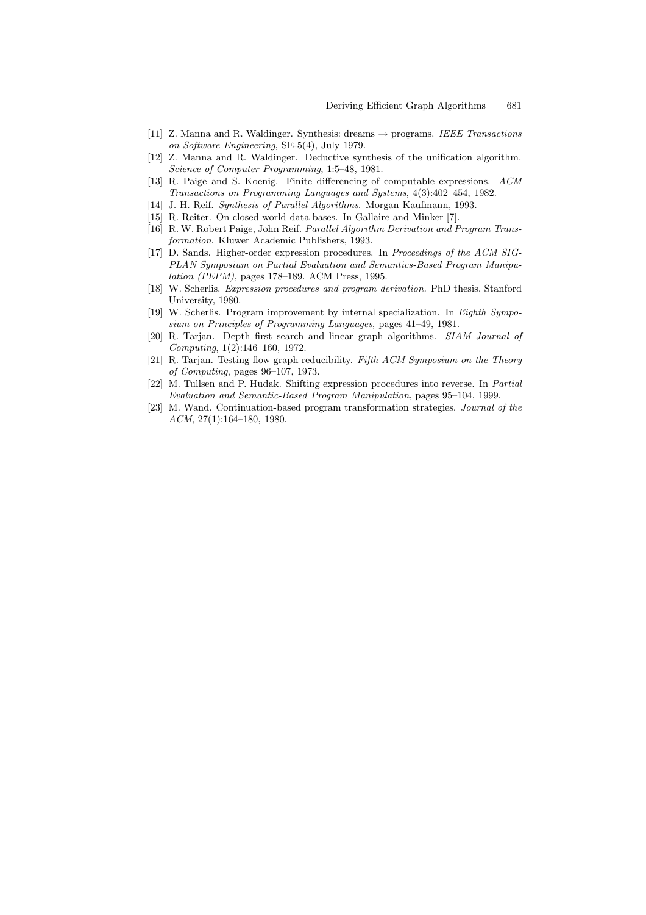[11] Z. Manna and R. Waldinger. Synthesis: dreams → programs. *IEEE Transactions on Software Engineering*, SE-5(4), July 1979.

[12] Z. Manna and R. Waldinger. Deductive synthesis of the unification algorithm. *Science of Computer Programming*, 1:5–48, 1981.

[13] R. Paige and S. Koenig. Finite differencing of computable expressions. *ACM Transactions on Programming Languages and Systems*, 4(3):402–454, 1982.

[14] J. H. Reif. *Synthesis of Parallel Algorithms*. Morgan Kaufmann, 1993.

[15] R. Reiter. On closed world data bases. In Gallaire and Minker [7].

[16] R. W. Robert Paige, John Reif. *Parallel Algorithm Derivation and Program Transformation*. Kluwer Academic Publishers, 1993.

[17] D. Sands. Higher-order expression procedures. In *Proceedings of the ACM SIGPLAN Symposium on Partial Evaluation and Semantics-Based Program Manipulation (PEPM)*, pages 178–189. ACM Press, 1995.

[18] W. Scherlis. *Expression procedures and program derivation*. PhD thesis, Stanford University, 1980.

[19] W. Scherlis. Program improvement by internal specialization. In *Eighth Symposium on Principles of Programming Languages*, pages 41–49, 1981.

[20] R. Tarjan. Depth first search and linear graph algorithms. *SIAM Journal of Computing*, 1(2):146–160, 1972.

[21] R. Tarjan. Testing flow graph reducibility. *Fifth ACM Symposium on the Theory of Computing*, pages 96–107, 1973.

[22] M. Tullsen and P. Hudak. Shifting expression procedures into reverse. In *Partial Evaluation and Semantic-Based Program Manipulation*, pages 95–104, 1999.

[23] M. Wand. Continuation-based program transformation strategies. *Journal of the ACM*, 27(1):164–180, 1980.